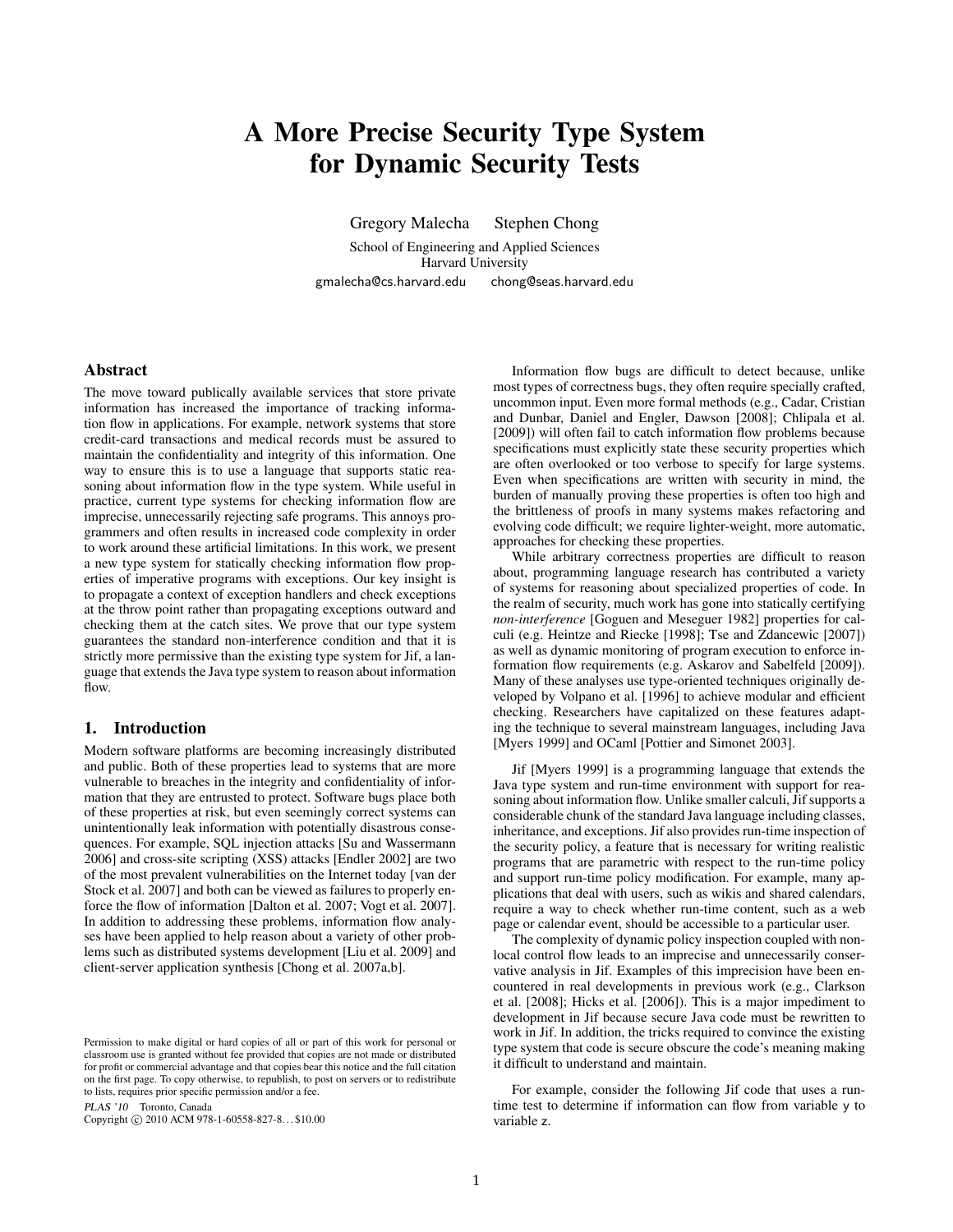# A More Precise Security Type System for Dynamic Security Tests

Gregory Malecha   Stephen Chong

School of Engineering and Applied Sciences
Harvard University

gmalecha@cs.harvard.edu   chong@seas.harvard.edu

## Abstract

The move toward publically available services that store private information has increased the importance of tracking information flow in applications. For example, network systems that store credit-card transactions and medical records must be assured to maintain the confidentiality and integrity of this information. One way to ensure this is to use a language that supports static reasoning about information flow in the type system. While useful in practice, current type systems for checking information flow are imprecise, unnecessarily rejecting safe programs. This annoys programmers and often results in increased code complexity in order to work around these artificial limitations. In this work, we present a new type system for statically checking information flow properties of imperative programs with exceptions. Our key insight is to propagate a context of exception handlers and check exceptions at the throw point rather than propagating exceptions outward and checking them at the catch sites. We prove that our type system guarantees the standard non-interference condition and that it is strictly more permissive than the existing type system for Jif, a language that extends the Java type system to reason about information flow.

## 1. Introduction

Modern software platforms are becoming increasingly distributed and public. Both of these properties lead to systems that are more vulnerable to breaches in the integrity and confidentiality of information that they are entrusted to protect. Software bugs place both of these properties at risk, but even seemingly correct systems can unintentionally leak information with potentially disastrous consequences. For example, SQL injection attacks [Su and Wassermann 2006] and cross-site scripting (XSS) attacks [Endler 2002] are two of the most prevalent vulnerabilities on the Internet today [van der Stock et al. 2007] and both can be viewed as failures to properly enforce the flow of information [Dalton et al. 2007; Vogt et al. 2007]. In addition to addressing these problems, information flow analyses have been applied to help reason about a variety of other problems such as distributed systems development [Liu et al. 2009] and client-server application synthesis [Chong et al. 2007a,b].

Permission to make digital or hard copies of all or part of this work for personal or classroom use is granted without fee provided that copies are not made or distributed for profit or commercial advantage and that copies bear this notice and the full citation on the first page. To copy otherwise, to republish, to post on servers or to redistribute to lists, requires prior specific permission and/or a fee.

*PLAS '10* Toronto, Canada
Copyright © 2010 ACM 978-1-60558-827-8...$10.00

Information flow bugs are difficult to detect because, unlike most types of correctness bugs, they often require specially crafted, uncommon input. Even more formal methods (e.g., Cadar, Cristian and Dunbar, Daniel and Engler, Dawson [2008]; Chlipala et al. [2009]) will often fail to catch information flow problems because specifications must explicitly state these security properties which are often overlooked or too verbose to specify for large systems. Even when specifications are written with security in mind, the burden of manually proving these properties is often too high and the brittleness of proofs in many systems makes refactoring and evolving code difficult; we require lighter-weight, more automatic, approaches for checking these properties.

While arbitrary correctness properties are difficult to reason about, programming language research has contributed a variety of systems for reasoning about specialized properties of code. In the realm of security, much work has gone into statically certifying *non-interference* [Goguen and Meseguer 1982] properties for calculi (e.g. Heintze and Riecke [1998]; Tse and Zdancewic [2007]) as well as dynamic monitoring of program execution to enforce information flow requirements (e.g. Askarov and Sabelfeld [2009]). Many of these analyses use type-oriented techniques originally developed by Volpano et al. [1996] to achieve modular and efficient checking. Researchers have capitalized on these features adapting the technique to several mainstream languages, including Java [Myers 1999] and OCaml [Pottier and Simonet 2003].

Jif [Myers 1999] is a programming language that extends the Java type system and run-time environment with support for reasoning about information flow. Unlike smaller calculi, Jif supports a considerable chunk of the standard Java language including classes, inheritance, and exceptions. Jif also provides run-time inspection of the security policy, a feature that is necessary for writing realistic programs that are parametric with respect to the run-time policy and support run-time policy modification. For example, many applications that deal with users, such as wikis and shared calendars, require a way to check whether run-time content, such as a web page or calendar event, should be accessible to a particular user.

The complexity of dynamic policy inspection coupled with non-local control flow leads to an imprecise and unnecessarily conservative analysis in Jif. Examples of this imprecision have been encountered in real developments in previous work (e.g., Clarkson et al. [2008]; Hicks et al. [2006]). This is a major impediment to development in Jif because secure Java code must be rewritten to work in Jif. In addition, the tricks required to convince the existing type system that code is secure obscure the code's meaning making it difficult to understand and maintain.

For example, consider the following Jif code that uses a run-time test to determine if information can flow from variable y to variable z.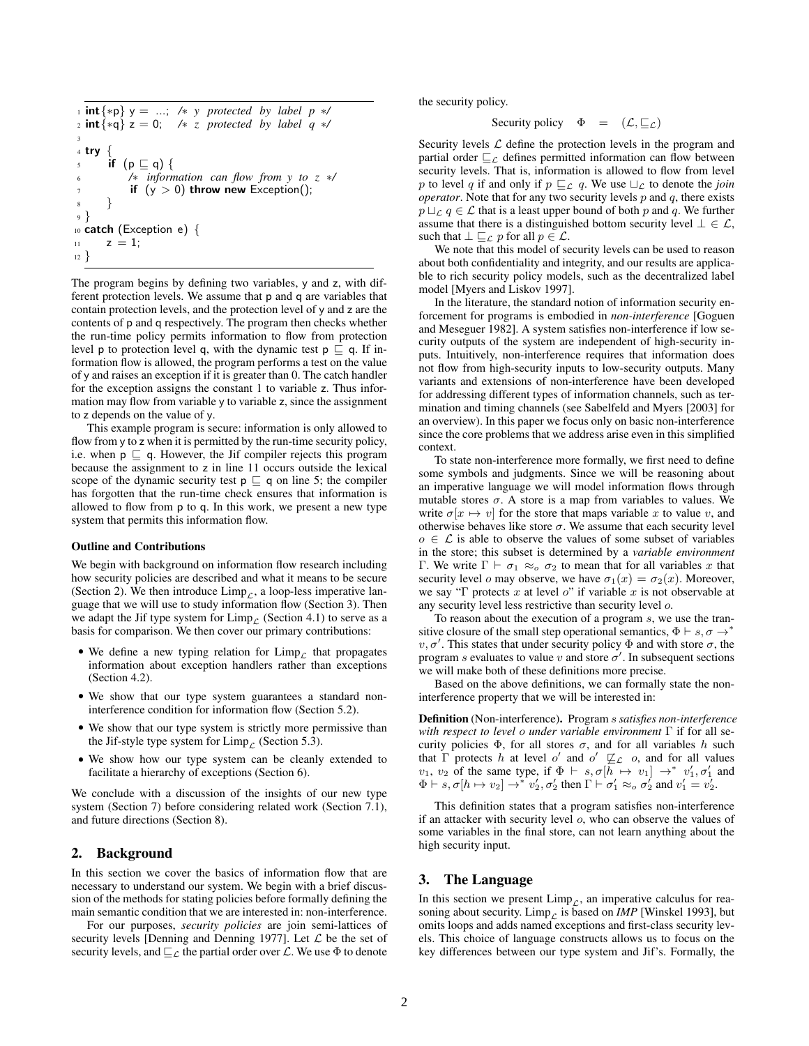```
1 int{*p} y = ...;  /* y protected by label p */
2 int{*q} z = 0;    /* z protected by label q */
3
4 try {
5     if (p ⊑ q) {
6         /* information can flow from y to z */
7         if (y > 0) throw new Exception();
8     }
9 }
10 catch (Exception e) {
11     z = 1;
12 }
```

The program begins by defining two variables, y and z, with different protection levels. We assume that p and q are variables that contain protection levels, and the protection level of y and z are the contents of p and q respectively. The program then checks whether the run-time policy permits information to flow from protection level p to protection level q, with the dynamic test p ⊑ q. If information flow is allowed, the program performs a test on the value of y and raises an exception if it is greater than 0. The catch handler for the exception assigns the constant 1 to variable z. Thus information may flow from variable y to variable z, since the assignment to z depends on the value of y.

This example program is secure: information is only allowed to flow from y to z when it is permitted by the run-time security policy, i.e. when p ⊑ q. However, the Jif compiler rejects this program because the assignment to z in line 11 occurs outside the lexical scope of the dynamic security test p ⊑ q on line 5; the compiler has forgotten that the run-time check ensures that information is allowed to flow from p to q. In this work, we present a new type system that permits this information flow.

#### Outline and Contributions

We begin with background on information flow research including how security policies are described and what it means to be secure (Section 2). We then introduce $\text{Limp}_{\mathcal{L}}$, a loop-less imperative language that we will use to study information flow (Section 3). Then we adapt the Jif type system for $\text{Limp}_{\mathcal{L}}$ (Section 4.1) to serve as a basis for comparison. We then cover our primary contributions:

- We define a new typing relation for $\text{Limp}_{\mathcal{L}}$ that propagates information about exception handlers rather than exceptions (Section 4.2).
- We show that our type system guarantees a standard non-interference condition for information flow (Section 5.2).
- We show that our type system is strictly more permissive than the Jif-style type system for $\text{Limp}_{\mathcal{L}}$ (Section 5.3).
- We show how our type system can be cleanly extended to facilitate a hierarchy of exceptions (Section 6).

We conclude with a discussion of the insights of our new type system (Section 7) before considering related work (Section 7.1), and future directions (Section 8).

## 2. Background

In this section we cover the basics of information flow that are necessary to understand our system. We begin with a brief discussion of the methods for stating policies before formally defining the main semantic condition that we are interested in: non-interference.

For our purposes, *security policies* are join semi-lattices of security levels [Denning and Denning 1977]. Let $\mathcal{L}$ be the set of security levels, and $\sqsubseteq_{\mathcal{L}}$ the partial order over $\mathcal{L}$. We use $\Phi$ to denote the security policy.

$$\text{Security policy} \quad \Phi \quad = \quad (\mathcal{L}, \sqsubseteq_{\mathcal{L}})$$

Security levels $\mathcal{L}$ define the protection levels in the program and partial order $\sqsubseteq_{\mathcal{L}}$ defines permitted information can flow between security levels. That is, information is allowed to flow from level $p$ to level $q$ if and only if $p \sqsubseteq_{\mathcal{L}} q$. We use $\sqcup_{\mathcal{L}}$ to denote the *join operator*. Note that for any two security levels $p$ and $q$, there exists $p \sqcup_{\mathcal{L}} q \in \mathcal{L}$ that is a least upper bound of both $p$ and $q$. We further assume that there is a distinguished bottom security level $\bot \in \mathcal{L}$, such that $\bot \sqsubseteq_{\mathcal{L}} p$ for all $p \in \mathcal{L}$.

We note that this model of security levels can be used to reason about both confidentiality and integrity, and our results are applicable to rich security policy models, such as the decentralized label model [Myers and Liskov 1997].

In the literature, the standard notion of information security enforcement for programs is embodied in *non-interference* [Goguen and Meseguer 1982]. A system satisfies non-interference if low security outputs of the system are independent of high-security inputs. Intuitively, non-interference requires that information does not flow from high-security inputs to low-security outputs. Many variants and extensions of non-interference have been developed for addressing different types of information channels, such as termination and timing channels (see Sabelfeld and Myers [2003] for an overview). In this paper we focus only on basic non-interference since the core problems that we address arise even in this simplified context.

To state non-interference more formally, we first need to define some symbols and judgments. Since we will be reasoning about an imperative language we will model information flows through mutable stores $\sigma$. A store is a map from variables to values. We write $\sigma[x \mapsto v]$ for the store that maps variable $x$ to value $v$, and otherwise behaves like store $\sigma$. We assume that each security level $o \in \mathcal{L}$ is able to observe the values of some subset of variables in the store; this subset is determined by a *variable environment* $\Gamma$. We write $\Gamma \vdash \sigma_1 \approx_o \sigma_2$ to mean that for all variables $x$ that security level $o$ may observe, we have $\sigma_1(x) = \sigma_2(x)$. Moreover, we say "$\Gamma$ protects $x$ at level $o$" if variable $x$ is not observable at any security level less restrictive than security level $o$.

To reason about the execution of a program $s$, we use the transitive closure of the small step operational semantics, $\Phi \vdash s, \sigma \to^* v, \sigma'$. This states that under security policy $\Phi$ and with store $\sigma$, the program $s$ evaluates to value $v$ and store $\sigma'$. In subsequent sections we will make both of these definitions more precise.

Based on the above definitions, we can formally state the non-interference property that we will be interested in:

**Definition** (Non-interference)**.** *Program $s$ satisfies non-interference with respect to level $o$ under variable environment $\Gamma$ if for all security policies $\Phi$, for all stores $\sigma$, and for all variables $h$ such that $\Gamma$ protects $h$ at level $o'$ and $o' \not\sqsubseteq_{\mathcal{L}} o$, and for all values $v_1$, $v_2$ of the same type, if $\Phi \vdash s, \sigma[h \mapsto v_1] \to^* v_1', \sigma_1'$ and $\Phi \vdash s, \sigma[h \mapsto v_2] \to^* v_2', \sigma_2'$ then $\Gamma \vdash \sigma_1' \approx_o \sigma_2'$ and $v_1' = v_2'$.*

This definition states that a program satisfies non-interference if an attacker with security level $o$, who can observe the values of some variables in the final store, can not learn anything about the high security input.

## 3. The Language

In this section we present $\text{Limp}_{\mathcal{L}}$, an imperative calculus for reasoning about security. $\text{Limp}_{\mathcal{L}}$ is based on *IMP* [Winskel 1993], but omits loops and adds named exceptions and first-class security levels. This choice of language constructs allows us to focus on the key differences between our type system and Jif's. Formally, the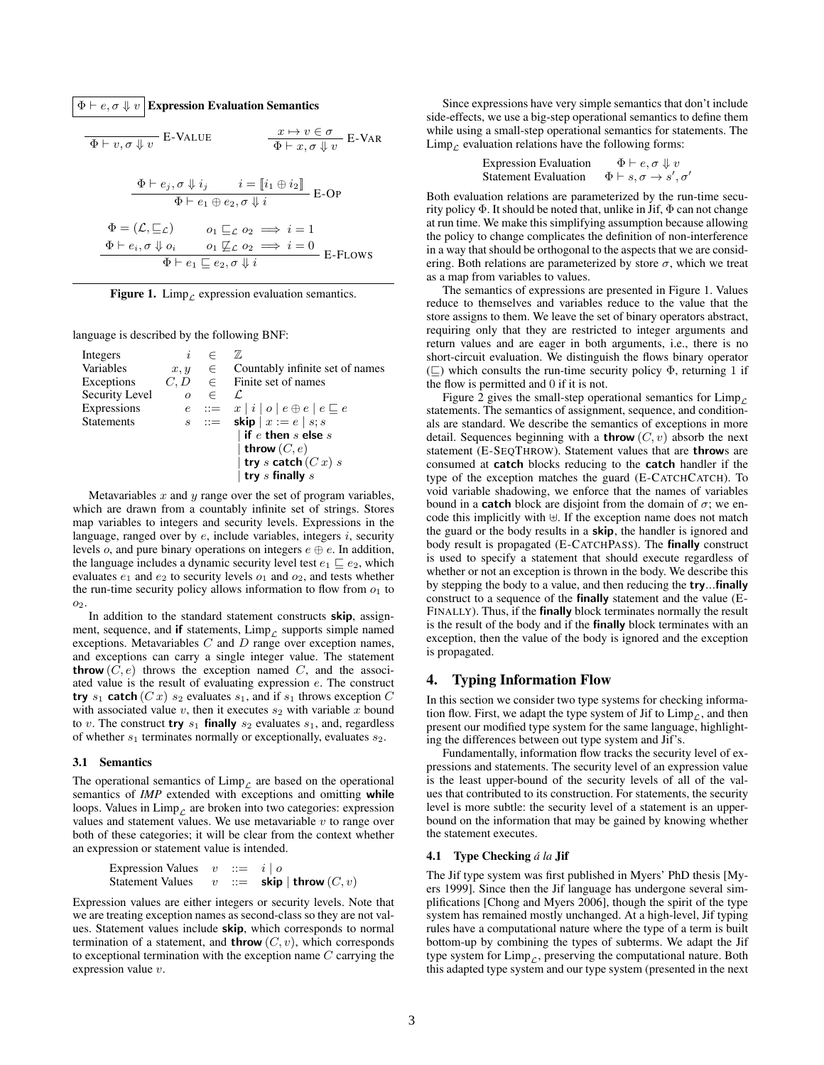$\boxed{\Phi \vdash e, \sigma \Downarrow v}$ **Expression Evaluation Semantics**

$$\frac{}{\Phi \vdash v, \sigma \Downarrow v}\ \text{E-VALUE} \qquad \frac{x \mapsto v \in \sigma}{\Phi \vdash x, \sigma \Downarrow v}\ \text{E-VAR}$$

$$\frac{\Phi \vdash e_j, \sigma \Downarrow i_j \qquad i = [\![ i_1 \oplus i_2 ]\!]}{\Phi \vdash e_1 \oplus e_2, \sigma \Downarrow i}\ \text{E-OP}$$

$$\frac{\begin{array}{ll}\Phi = (\mathcal{L}, \sqsubseteq_{\mathcal{L}}) & o_1 \sqsubseteq_{\mathcal{L}} o_2 \implies i = 1 \\ \Phi \vdash e_i, \sigma \Downarrow o_i & o_1 \not\sqsubseteq_{\mathcal{L}} o_2 \implies i = 0\end{array}}{\Phi \vdash e_1 \sqsubseteq e_2, \sigma \Downarrow i}\ \text{E-FLOWS}$$

**Figure 1.** $\text{Limp}_{\mathcal{L}}$ expression evaluation semantics.

language is described by the following BNF:

| | | | |
|---|---|---|---|
| Integers | $i$ | $\in$ | $\mathbb{Z}$ |
| Variables | $x, y$ | $\in$ | Countably infinite set of names |
| Exceptions | $C, D$ | $\in$ | Finite set of names |
| Security Level | $o$ | $\in$ | $\mathcal{L}$ |
| Expressions | $e$ | $::=$ | $x \mid i \mid o \mid e \oplus e \mid e \sqsubseteq e$ |
| Statements | $s$ | $::=$ | **skip** $\mid x := e \mid s; s$ |
| | | | $\mid$ **if** $e$ **then** $s$ **else** $s$ |
| | | | $\mid$ **throw** $(C, e)$ |
| | | | $\mid$ **try** $s$ **catch** $(C\ x)\ s$ |
| | | | $\mid$ **try** $s$ **finally** $s$ |

Metavariables $x$ and $y$ range over the set of program variables, which are drawn from a countably infinite set of strings. Stores map variables to integers and security levels. Expressions in the language, ranged over by $e$, include variables, integers $i$, security levels $o$, and pure binary operations on integers $e \oplus e$. In addition, the language includes a dynamic security level test $e_1 \sqsubseteq e_2$, which evaluates $e_1$ and $e_2$ to security levels $o_1$ and $o_2$, and tests whether the run-time security policy allows information to flow from $o_1$ to $o_2$.

In addition to the standard statement constructs **skip**, assignment, sequence, and **if** statements, $\text{Limp}_{\mathcal{L}}$ supports simple named exceptions. Metavariables $C$ and $D$ range over exception names, and exceptions can carry a single integer value. The statement **throw** $(C, e)$ throws the exception named $C$, and the associated value is the result of evaluating expression $e$. The construct **try** $s_1$ **catch** $(C\ x)\ s_2$ evaluates $s_1$, and if $s_1$ throws exception $C$ with associated value $v$, then it executes $s_2$ with variable $x$ bound to $v$. The construct **try** $s_1$ **finally** $s_2$ evaluates $s_1$, and, regardless of whether $s_1$ terminates normally or exceptionally, evaluates $s_2$.

### 3.1 Semantics

The operational semantics of $\text{Limp}_{\mathcal{L}}$ are based on the operational semantics of *IMP* extended with exceptions and omitting **while** loops. Values in $\text{Limp}_{\mathcal{L}}$ are broken into two categories: expression values and statement values. We use metavariable $v$ to range over both of these categories; it will be clear from the context whether an expression or statement value is intended.

| | | | |
|---|---|---|---|
| Expression Values | $v$ | $::=$ | $i \mid o$ |
| Statement Values | $v$ | $::=$ | **skip** $\mid$ **throw** $(C, v)$ |

Expression values are either integers or security levels. Note that we are treating exception names as second-class so they are not values. Statement values include **skip**, which corresponds to normal termination of a statement, and **throw** $(C, v)$, which corresponds to exceptional termination with the exception name $C$ carrying the expression value $v$.

Since expressions have very simple semantics that don't include side-effects, we use a big-step operational semantics to define them while using a small-step operational semantics for statements. The $\text{Limp}_{\mathcal{L}}$ evaluation relations have the following forms:

| | |
|---|---|
| Expression Evaluation | $\Phi \vdash e, \sigma \Downarrow v$ |
| Statement Evaluation | $\Phi \vdash s, \sigma \to s', \sigma'$ |

Both evaluation relations are parameterized by the run-time security policy $\Phi$. It should be noted that, unlike in Jif, $\Phi$ can not change at run time. We make this simplifying assumption because allowing the policy to change complicates the definition of non-interference in a way that should be orthogonal to the aspects that we are considering. Both relations are parameterized by store $\sigma$, which we treat as a map from variables to values.

The semantics of expressions are presented in Figure 1. Values reduce to themselves and variables reduce to the value that the store assigns to them. We leave the set of binary operators abstract, requiring only that they are restricted to integer arguments and return values and are eager in both arguments, i.e., there is no short-circuit evaluation. We distinguish the flows binary operator ($\sqsubseteq$) which consults the run-time security policy $\Phi$, returning 1 if the flow is permitted and 0 if it is not.

Figure 2 gives the small-step operational semantics for $\text{Limp}_{\mathcal{L}}$ statements. The semantics of assignment, sequence, and conditionals are standard. We describe the semantics of exceptions in more detail. Sequences beginning with a **throw** $(C, v)$ absorb the next statement (E-SEQTHROW). Statement values that are **throw**s are consumed at **catch** blocks reducing to the **catch** handler if the type of the exception matches the guard (E-CATCHCATCH). To void variable shadowing, we enforce that the names of variables bound in a **catch** block are disjoint from the domain of $\sigma$; we encode this implicitly with $\uplus$. If the exception name does not match the guard or the body results in a **skip**, the handler is ignored and body result is propagated (E-CATCHPASS). The **finally** construct is used to specify a statement that should execute regardless of whether or not an exception is thrown in the body. We describe this by stepping the body to a value, and then reducing the **try**...**finally** construct to a sequence of the **finally** statement and the value (E-FINALLY). Thus, if the **finally** block terminates normally the result is the result of the body and if the **finally** block terminates with an exception, then the value of the body is ignored and the exception is propagated.

## 4. Typing Information Flow

In this section we consider two type systems for checking information flow. First, we adapt the type system of Jif to $\text{Limp}_{\mathcal{L}}$, and then present our modified type system for the same language, highlighting the differences between out type system and Jif's.

Fundamentally, information flow tracks the security level of expressions and statements. The security level of an expression value is the least upper-bound of the security levels of all of the values that contributed to its construction. For statements, the security level is more subtle: the security level of a statement is an upper-bound on the information that may be gained by knowing whether the statement executes.

### 4.1 Type Checking *á la* Jif

The Jif type system was first published in Myers' PhD thesis [Myers 1999]. Since then the Jif language has undergone several simplifications [Chong and Myers 2006], though the spirit of the type system has remained mostly unchanged. At a high-level, Jif typing rules have a computational nature where the type of a term is built bottom-up by combining the types of subterms. We adapt the Jif type system for $\text{Limp}_{\mathcal{L}}$, preserving the computational nature. Both this adapted type system and our type system (presented in the next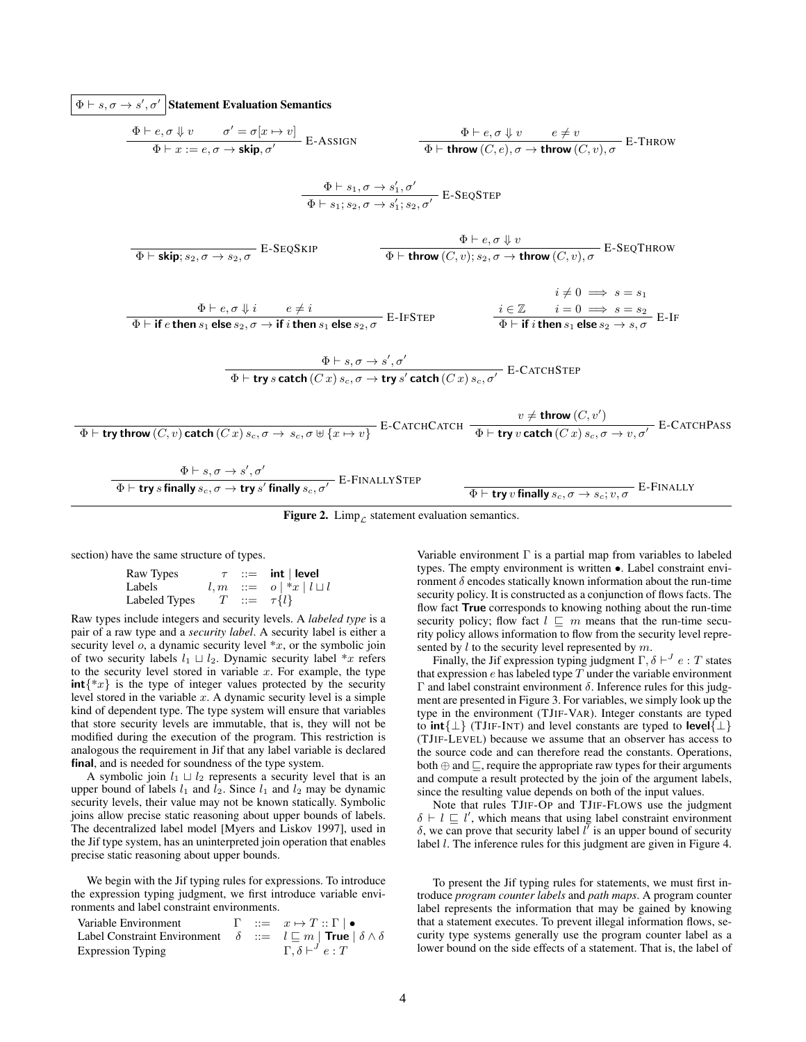$$\boxed{\Phi \vdash s, \sigma \rightarrow s', \sigma'} \quad \textbf{Statement Evaluation Semantics}$$

$$\frac{\Phi \vdash e, \sigma \Downarrow v \qquad \sigma' = \sigma[x \mapsto v]}{\Phi \vdash x := e, \sigma \rightarrow \textsf{skip}, \sigma'} \text{ E-ASSIGN} \qquad \frac{\Phi \vdash e, \sigma \Downarrow v \qquad e \neq v}{\Phi \vdash \textsf{throw}\,(C, e), \sigma \rightarrow \textsf{throw}\,(C, v), \sigma} \text{ E-THROW}$$

$$\frac{\Phi \vdash s_1, \sigma \rightarrow s_1', \sigma'}{\Phi \vdash s_1; s_2, \sigma \rightarrow s_1'; s_2, \sigma'} \text{ E-SEQSTEP}$$

$$\frac{}{\Phi \vdash \textsf{skip}; s_2, \sigma \rightarrow s_2, \sigma} \text{ E-SEQSKIP} \qquad \frac{\Phi \vdash e, \sigma \Downarrow v}{\Phi \vdash \textsf{throw}\,(C, v); s_2, \sigma \rightarrow \textsf{throw}\,(C, v), \sigma} \text{ E-SEQTHROW}$$

$$\frac{\Phi \vdash e, \sigma \Downarrow i \qquad e \neq i}{\Phi \vdash \textsf{if}\ e\ \textsf{then}\ s_1\ \textsf{else}\ s_2, \sigma \rightarrow \textsf{if}\ i\ \textsf{then}\ s_1\ \textsf{else}\ s_2, \sigma} \text{ E-IFSTEP} \qquad \frac{i \in \mathbb{Z} \qquad \begin{array}{c} i \neq 0 \implies s = s_1 \\ i = 0 \implies s = s_2 \end{array}}{\Phi \vdash \textsf{if}\ i\ \textsf{then}\ s_1\ \textsf{else}\ s_2 \rightarrow s, \sigma} \text{ E-IF}$$

$$\frac{\Phi \vdash s, \sigma \rightarrow s', \sigma'}{\Phi \vdash \textsf{try}\ s\ \textsf{catch}\,(C\ x)\ s_c, \sigma \rightarrow \textsf{try}\ s'\ \textsf{catch}\,(C\ x)\ s_c, \sigma'} \text{ E-CATCHSTEP}$$

$$\frac{}{\Phi \vdash \textsf{try}\ \textsf{throw}\,(C, v)\ \textsf{catch}\,(C\ x)\ s_c, \sigma \rightarrow\ s_c, \sigma \uplus \{x \mapsto v\}} \text{ E-CATCHCATCH} \qquad \frac{v \neq \textsf{throw}\,(C, v')}{\Phi \vdash \textsf{try}\ v\ \textsf{catch}\,(C\ x)\ s_c, \sigma \rightarrow v, \sigma'} \text{ E-CATCHPASS}$$

$$\frac{\Phi \vdash s, \sigma \rightarrow s', \sigma'}{\Phi \vdash \textsf{try}\ s\ \textsf{finally}\ s_c, \sigma \rightarrow \textsf{try}\ s'\ \textsf{finally}\ s_c, \sigma'} \text{ E-FINALLYSTEP} \qquad \frac{}{\Phi \vdash \textsf{try}\ v\ \textsf{finally}\ s_c, \sigma \rightarrow s_c; v, \sigma} \text{ E-FINALLY}$$

**Figure 2.** $\text{Limp}_{\mathcal{L}}$ statement evaluation semantics.

section) have the same structure of types.

| | | | |
|---|---|---|---|
| Raw Types | $\tau$ | $::=$ | **int** \| **level** |
| Labels | $l, m$ | $::=$ | $o \mid {*x} \mid l \sqcup l$ |
| Labeled Types | $T$ | $::=$ | $\tau\{l\}$ |

Raw types include integers and security levels. A *labeled type* is a pair of a raw type and a *security label*. A security label is either a security level $o$, a dynamic security level $*x$, or the symbolic join of two security labels $l_1 \sqcup l_2$. Dynamic security label $*x$ refers to the security level stored in variable $x$. For example, the type $\textbf{int}\{*x\}$ is the type of integer values protected by the security level stored in the variable $x$. A dynamic security level is a simple kind of dependent type. The type system will ensure that variables that store security levels are immutable, that is, they will not be modified during the execution of the program. This restriction is analogous the requirement in Jif that any label variable is declared **final**, and is needed for soundness of the type system.

A symbolic join $l_1 \sqcup l_2$ represents a security level that is an upper bound of labels $l_1$ and $l_2$. Since $l_1$ and $l_2$ may be dynamic security levels, their value may not be known statically. Symbolic joins allow precise static reasoning about upper bounds of labels. The decentralized label model [Myers and Liskov 1997], used in the Jif type system, has an uninterpreted join operation that enables precise static reasoning about upper bounds.

We begin with the Jif typing rules for expressions. To introduce the expression typing judgment, we first introduce variable environments and label constraint environments.

| | | | |
|---|---|---|---|
| Variable Environment | $\Gamma$ | $::=$ | $x \mapsto T :: \Gamma \mid \bullet$ |
| Label Constraint Environment | $\delta$ | $::=$ | $l \sqsubseteq m \mid \textbf{True} \mid \delta \wedge \delta$ |
| Expression Typing | | | $\Gamma, \delta \vdash^J e : T$ |

Variable environment $\Gamma$ is a partial map from variables to labeled types. The empty environment is written $\bullet$. Label constraint environment $\delta$ encodes statically known information about the run-time security policy. It is constructed as a conjunction of flows facts. The flow fact **True** corresponds to knowing nothing about the run-time security policy; flow fact $l \sqsubseteq m$ means that the run-time security policy allows information to flow from the security level represented by $l$ to the security level represented by $m$.

Finally, the Jif expression typing judgment $\Gamma, \delta \vdash^J e : T$ states that expression $e$ has labeled type $T$ under the variable environment $\Gamma$ and label constraint environment $\delta$. Inference rules for this judgment are presented in Figure 3. For variables, we simply look up the type in the environment (TJIF-VAR). Integer constants are typed to $\textbf{int}\{\bot\}$ (TJIF-INT) and level constants are typed to $\textbf{level}\{\bot\}$ (TJIF-LEVEL) because we assume that an observer has access to the source code and can therefore read the constants. Operations, both $\oplus$ and $\sqsubseteq$, require the appropriate raw types for their arguments and compute a result protected by the join of the argument labels, since the resulting value depends on both of the input values.

Note that rules TJIF-OP and TJIF-FLOWS use the judgment $\delta \vdash l \sqsubseteq l'$, which means that using label constraint environment $\delta$, we can prove that security label $l'$ is an upper bound of security label $l$. The inference rules for this judgment are given in Figure 4.

To present the Jif typing rules for statements, we must first introduce *program counter labels* and *path maps*. A program counter label represents the information that may be gained by knowing that a statement executes. To prevent illegal information flows, security type systems generally use the program counter label as a lower bound on the side effects of a statement. That is, the label of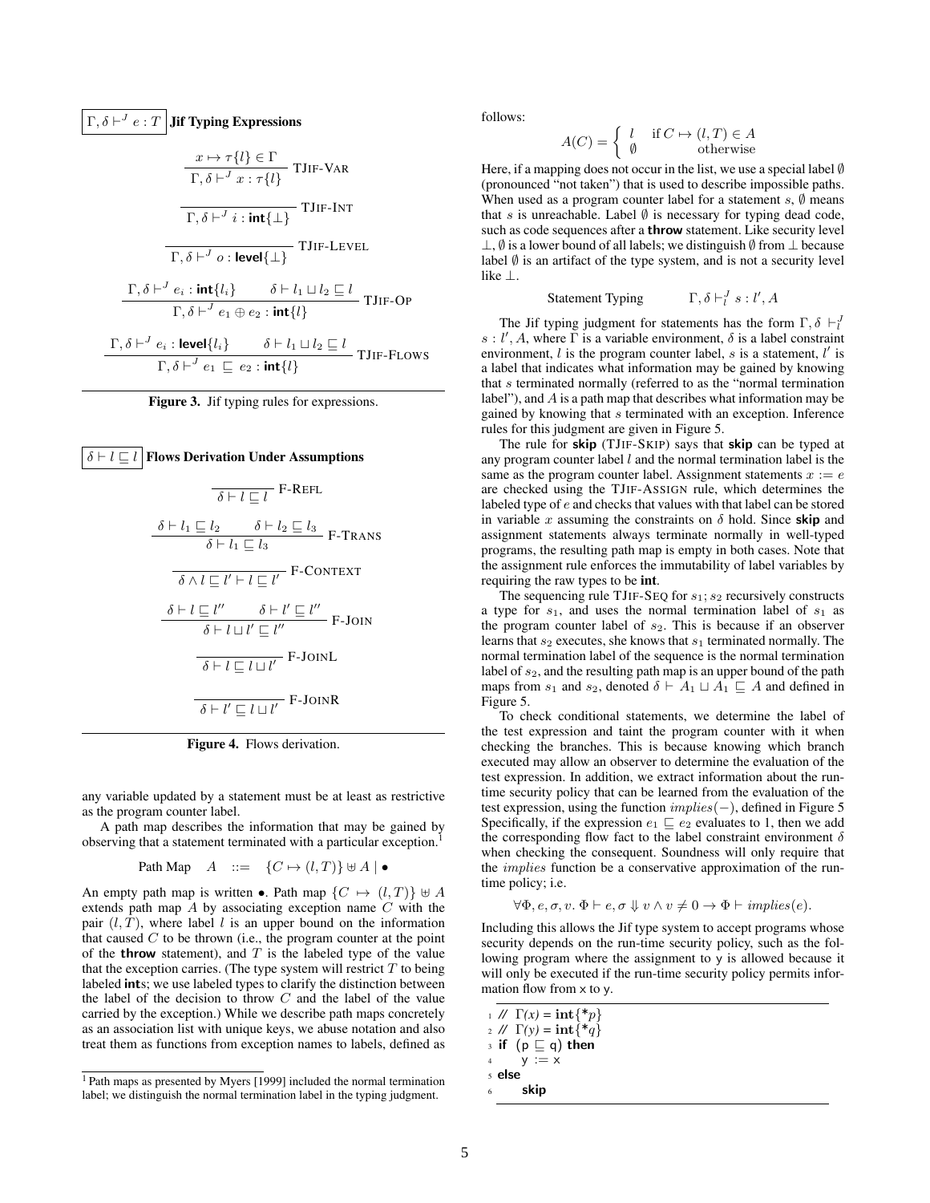$\boxed{\Gamma, \delta \vdash^J e : T}$ **Jif Typing Expressions**

$$\frac{x \mapsto \tau\{l\} \in \Gamma}{\Gamma, \delta \vdash^J x : \tau\{l\}} \text{ TJIF-VAR}$$

$$\frac{}{\Gamma, \delta \vdash^J i : \textbf{int}\{\bot\}} \text{ TJIF-INT}$$

$$\frac{}{\Gamma, \delta \vdash^J o : \textbf{level}\{\bot\}} \text{ TJIF-LEVEL}$$

$$\frac{\Gamma, \delta \vdash^J e_i : \textbf{int}\{l_i\} \qquad \delta \vdash l_1 \sqcup l_2 \sqsubseteq l}{\Gamma, \delta \vdash^J e_1 \oplus e_2 : \textbf{int}\{l\}} \text{ TJIF-OP}$$

$$\frac{\Gamma, \delta \vdash^J e_i : \textbf{level}\{l_i\} \qquad \delta \vdash l_1 \sqcup l_2 \sqsubseteq l}{\Gamma, \delta \vdash^J e_1 \sqsubseteq e_2 : \textbf{int}\{l\}} \text{ TJIF-FLOWS}$$

**Figure 3.** Jif typing rules for expressions.

$\boxed{\delta \vdash l \sqsubseteq l}$ **Flows Derivation Under Assumptions**

$$\frac{}{\delta \vdash l \sqsubseteq l} \text{ F-REFL}$$

$$\frac{\delta \vdash l_1 \sqsubseteq l_2 \qquad \delta \vdash l_2 \sqsubseteq l_3}{\delta \vdash l_1 \sqsubseteq l_3} \text{ F-TRANS}$$

$$\frac{}{\delta \wedge l \sqsubseteq l' \vdash l \sqsubseteq l'} \text{ F-CONTEXT}$$

$$\frac{\delta \vdash l \sqsubseteq l'' \qquad \delta \vdash l' \sqsubseteq l''}{\delta \vdash l \sqcup l' \sqsubseteq l''} \text{ F-JOIN}$$

$$\frac{}{\delta \vdash l \sqsubseteq l \sqcup l'} \text{ F-JOINL}$$

$$\frac{}{\delta \vdash l' \sqsubseteq l \sqcup l'} \text{ F-JOINR}$$

**Figure 4.** Flows derivation.

any variable updated by a statement must be at least as restrictive as the program counter label.

A path map describes the information that may be gained by observing that a statement terminated with a particular exception.[1]

$$\text{Path Map} \quad A \quad ::= \quad \{C \mapsto (l, T)\} \uplus A \mid \bullet$$

An empty path map is written $\bullet$. Path map $\{C \mapsto (l, T)\} \uplus A$ extends path map $A$ by associating exception name $C$ with the pair $(l, T)$, where label $l$ is an upper bound on the information that caused $C$ to be thrown (i.e., the program counter at the point of the **throw** statement), and $T$ is the labeled type of the value that the exception carries. (The type system will restrict $T$ to being labeled **int**s; we use labeled types to clarify the distinction between the label of the decision to throw $C$ and the label of the value carried by the exception.) While we describe path maps concretely as an association list with unique keys, we abuse notation and also treat them as functions from exception names to labels, defined as follows:

$$A(C) = \begin{cases} l & \text{if } C \mapsto (l, T) \in A \\ \emptyset & \text{otherwise} \end{cases}$$

Here, if a mapping does not occur in the list, we use a special label $\emptyset$ (pronounced "not taken") that is used to describe impossible paths. When used as a program counter label for a statement $s$, $\emptyset$ means that $s$ is unreachable. Label $\emptyset$ is necessary for typing dead code, such as code sequences after a **throw** statement. Like security level $\bot$, $\emptyset$ is a lower bound of all labels; we distinguish $\emptyset$ from $\bot$ because label $\emptyset$ is an artifact of the type system, and is not a security level like $\bot$.

$$\text{Statement Typing} \qquad \Gamma, \delta \vdash^J_l s : l', A$$

The Jif typing judgment for statements has the form $\Gamma, \delta \vdash^J_l s : l', A$, where $\Gamma$ is a variable environment, $\delta$ is a label constraint environment, $l$ is the program counter label, $s$ is a statement, $l'$ is a label that indicates what information may be gained by knowing that $s$ terminated normally (referred to as the "normal termination label"), and $A$ is a path map that describes what information may be gained by knowing that $s$ terminated with an exception. Inference rules for this judgment are given in Figure 5.

The rule for **skip** (TJIF-SKIP) says that **skip** can be typed at any program counter label $l$ and the normal termination label is the same as the program counter label. Assignment statements $x := e$ are checked using the TJIF-ASSIGN rule, which determines the labeled type of $e$ and checks that values with that label can be stored in variable $x$ assuming the constraints on $\delta$ hold. Since **skip** and assignment statements always terminate normally in well-typed programs, the resulting path map is empty in both cases. Note that the assignment rule enforces the immutability of label variables by requiring the raw types to be **int**.

The sequencing rule TJIF-SEQ for $s_1; s_2$ recursively constructs a type for $s_1$, and uses the normal termination label of $s_1$ as the program counter label of $s_2$. This is because if an observer learns that $s_2$ executes, she knows that $s_1$ terminated normally. The normal termination label of the sequence is the normal termination label of $s_2$, and the resulting path map is an upper bound of the path maps from $s_1$ and $s_2$, denoted $\delta \vdash A_1 \sqcup A_1 \sqsubseteq A$ and defined in Figure 5.

To check conditional statements, we determine the label of the test expression and taint the program counter with it when checking the branches. This is because knowing which branch executed may allow an observer to determine the evaluation of the test expression. In addition, we extract information about the run-time security policy that can be learned from the evaluation of the test expression, using the function $implies(-)$, defined in Figure 5 Specifically, if the expression $e_1 \sqsubseteq e_2$ evaluates to 1, then we add the corresponding flow fact to the label constraint environment $\delta$ when checking the consequent. Soundness will only require that the $implies$ function be a conservative approximation of the run-time policy; i.e.

$$\forall \Phi, e, \sigma, v.\ \Phi \vdash e, \sigma \Downarrow v \wedge v \neq 0 \rightarrow \Phi \vdash implies(e).$$

Including this allows the Jif type system to accept programs whose security depends on the run-time security policy, such as the following program where the assignment to y is allowed because it will only be executed if the run-time security policy permits information flow from x to y.

```
1 // Γ(x) = int{*p}
2 // Γ(y) = int{*q}
3 if (p ⊑ q) then
4     y := x
5 else
6     skip
```

[1] Path maps as presented by Myers [1999] included the normal termination label; we distinguish the normal termination label in the typing judgment.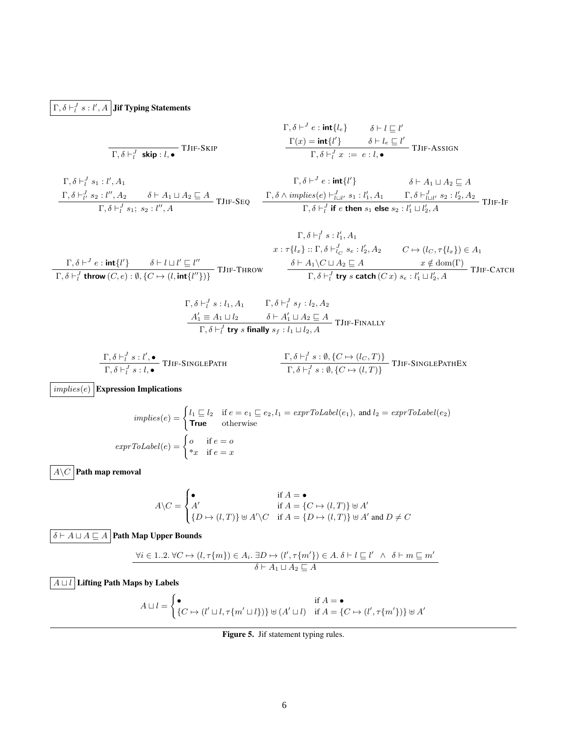$\boxed{\Gamma, \delta \vdash^J_l s : l', A}$ **Jif Typing Statements**

$$\frac{}{\Gamma, \delta \vdash^J_l \ \textsf{skip} : l, \bullet} \ \text{TJIF-SKIP}$$

$$\frac{\Gamma, \delta \vdash^J e : \textsf{int}\{l_e\} \qquad \delta \vdash l \sqsubseteq l' \qquad \Gamma(x) = \textsf{int}\{l'\} \qquad \delta \vdash l_e \sqsubseteq l'}{\Gamma, \delta \vdash^J_l x \ := \ e : l, \bullet} \ \text{TJIF-ASSIGN}$$

$$\frac{\Gamma, \delta \vdash^J_l s_1 : l', A_1 \qquad \Gamma, \delta \vdash^J_{l'} s_2 : l'', A_2 \qquad \delta \vdash A_1 \sqcup A_2 \sqsubseteq A}{\Gamma, \delta \vdash^J_l s_1; \ s_2 : l'', A} \ \text{TJIF-SEQ}$$

$$\frac{\Gamma, \delta \vdash^J e : \textsf{int}\{l'\} \qquad \delta \vdash A_1 \sqcup A_2 \sqsubseteq A \qquad \Gamma, \delta \wedge \mathit{implies}(e) \vdash^J_{l \sqcup l'} s_1 : l'_1, A_1 \qquad \Gamma, \delta \vdash^J_{l \sqcup l'} s_2 : l'_2, A_2}{\Gamma, \delta \vdash^J_l \textsf{if } e \textsf{ then } s_1 \textsf{ else } s_2 : l'_1 \sqcup l'_2, A} \ \text{TJIF-IF}$$

$$\frac{\Gamma, \delta \vdash^J e : \textsf{int}\{l'\} \qquad \delta \vdash l \sqcup l' \sqsubseteq l''}{\Gamma, \delta \vdash^J_l \textsf{throw}\,(C, e) : \emptyset, \{C \mapsto (l, \textsf{int}\{l''\})\}} \ \text{TJIF-THROW}$$

$$\frac{\Gamma, \delta \vdash^J_l s : l'_1, A_1 \qquad x : \tau\{l_x\} :: \Gamma, \delta \vdash^J_{l_C} s_e : l'_2, A_2 \qquad C \mapsto (l_C, \tau\{l_x\}) \in A_1 \qquad \delta \vdash A_1 \backslash C \sqcup A_2 \sqsubseteq A \qquad x \notin \text{dom}(\Gamma)}{\Gamma, \delta \vdash^J_l \textsf{try } s \textsf{ catch}\,(C\,x)\ s_e : l'_1 \sqcup l'_2, A} \ \text{TJIF-CATCH}$$

$$\frac{\Gamma, \delta \vdash^J_l s : l_1, A_1 \qquad \Gamma, \delta \vdash^J_l s_f : l_2, A_2 \qquad A'_1 \equiv A_1 \sqcup l_2 \qquad \delta \vdash A'_1 \sqcup A_2 \sqsubseteq A}{\Gamma, \delta \vdash^J_l \textsf{try } s \textsf{ finally } s_f : l_1 \sqcup l_2, A} \ \text{TJIF-FINALLY}$$

$$\frac{\Gamma, \delta \vdash^J_l s : l', \bullet}{\Gamma, \delta \vdash^J_l s : l, \bullet} \ \text{TJIF-SINGLEPATH} \qquad \frac{\Gamma, \delta \vdash^J_l s : \emptyset, \{C \mapsto (l_C, T)\}}{\Gamma, \delta \vdash^J_l s : \emptyset, \{C \mapsto (l, T)\}} \ \text{TJIF-SINGLEPATHEX}$$

$\boxed{\mathit{implies}(e)}$ **Expression Implications**

$$\mathit{implies}(e) = \begin{cases} l_1 \sqsubseteq l_2 & \text{if } e = e_1 \sqsubseteq e_2, l_1 = \mathit{exprToLabel}(e_1), \text{ and } l_2 = \mathit{exprToLabel}(e_2) \\ \textsf{True} & \text{otherwise} \end{cases}$$

$$\mathit{exprToLabel}(e) = \begin{cases} o & \text{if } e = o \\ {*x} & \text{if } e = x \end{cases}$$

$\boxed{A \backslash C}$ **Path map removal**

$$A \backslash C = \begin{cases} \bullet & \text{if } A = \bullet \\ A' & \text{if } A = \{C \mapsto (l, T)\} \uplus A' \\ \{D \mapsto (l, T)\} \uplus A' \backslash C & \text{if } A = \{D \mapsto (l, T)\} \uplus A' \text{ and } D \neq C \end{cases}$$

$\boxed{\delta \vdash A \sqcup A \sqsubseteq A}$ **Path Map Upper Bounds**

$$\frac{\forall i \in 1..2.\ \forall C \mapsto (l, \tau\{m\}) \in A_i.\ \exists D \mapsto (l', \tau\{m'\}) \in A.\ \delta \vdash l \sqsubseteq l' \ \wedge \ \delta \vdash m \sqsubseteq m'}{\delta \vdash A_1 \sqcup A_2 \sqsubseteq A}$$

$\boxed{A \sqcup l}$ **Lifting Path Maps by Labels**

$$A \sqcup l = \begin{cases} \bullet & \text{if } A = \bullet \\ \{C \mapsto (l' \sqcup l, \tau\{m' \sqcup l\})\} \uplus (A' \sqcup l) & \text{if } A = \{C \mapsto (l', \tau\{m'\})\} \uplus A' \end{cases}$$

**Figure 5.** Jif statement typing rules.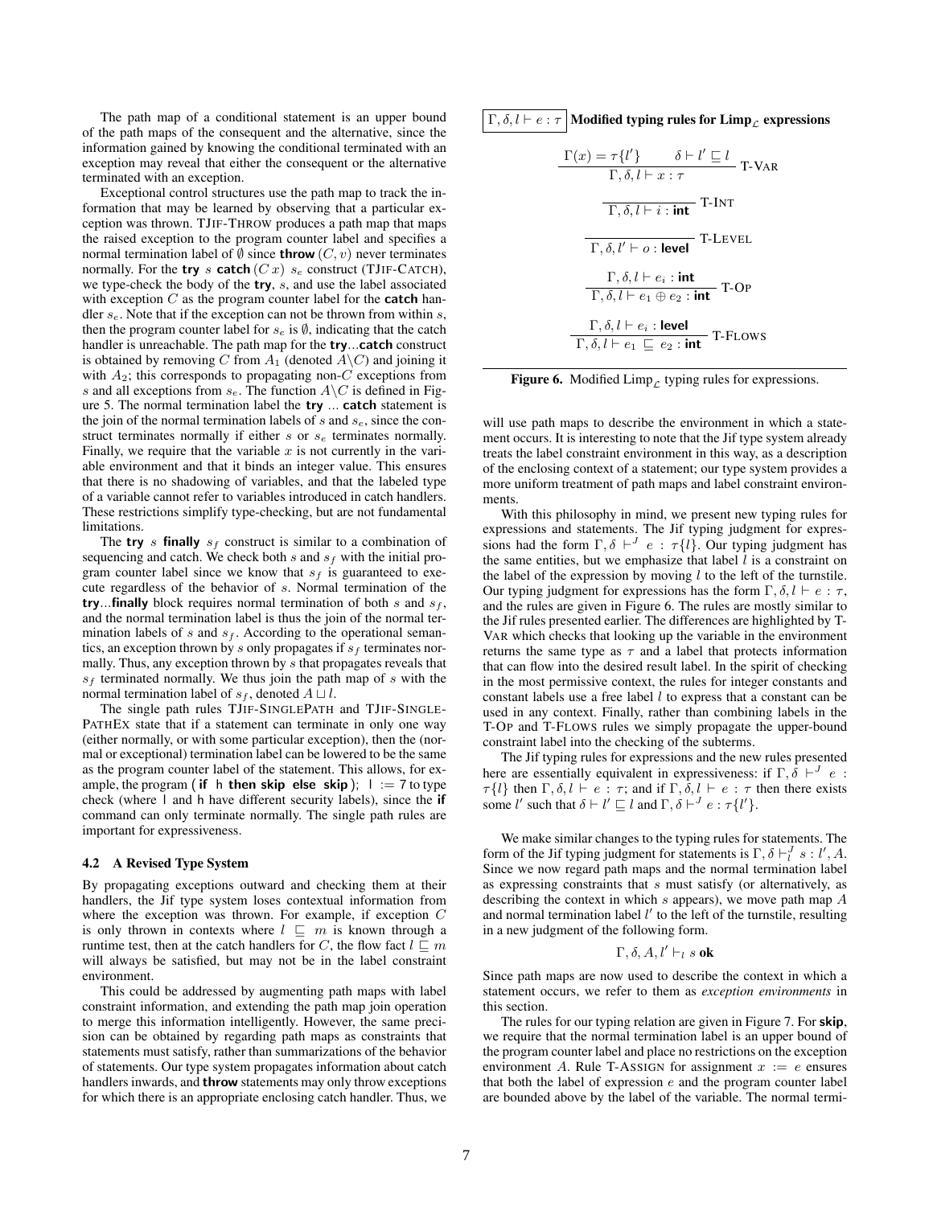The path map of a conditional statement is an upper bound of the path maps of the consequent and the alternative, since the information gained by knowing the conditional terminated with an exception may reveal that either the consequent or the alternative terminated with an exception.

Exceptional control structures use the path map to track the information that may be learned by observing that a particular exception was thrown. TJIF-THROW produces a path map that maps the raised exception to the program counter label and specifies a normal termination label of $\emptyset$ since **throw** $(C, v)$ never terminates normally. For the **try** $s$ **catch** $(C\,x)$ $s_e$ construct (TJIF-CATCH), we type-check the body of the **try**, $s$, and use the label associated with exception $C$ as the program counter label for the **catch** handler $s_e$. Note that if the exception can not be thrown from within $s$, then the program counter label for $s_e$ is $\emptyset$, indicating that the catch handler is unreachable. The path map for the **try**...**catch** construct is obtained by removing $C$ from $A_1$ (denoted $A \backslash C$) and joining it with $A_2$; this corresponds to propagating non-$C$ exceptions from $s$ and all exceptions from $s_e$. The function $A \backslash C$ is defined in Figure 5. The normal termination label the **try** ... **catch** statement is the join of the normal termination labels of $s$ and $s_e$, since the construct terminates normally if either $s$ or $s_e$ terminates normally. Finally, we require that the variable $x$ is not currently in the variable environment and that it binds an integer value. This ensures that there is no shadowing of variables, and that the labeled type of a variable cannot refer to variables introduced in catch handlers. These restrictions simplify type-checking, but are not fundamental limitations.

The **try** $s$ **finally** $s_f$ construct is similar to a combination of sequencing and catch. We check both $s$ and $s_f$ with the initial program counter label since we know that $s_f$ is guaranteed to execute regardless of the behavior of $s$. Normal termination of the **try**...**finally** block requires normal termination of both $s$ and $s_f$, and the normal termination label is thus the join of the normal termination labels of $s$ and $s_f$. According to the operational semantics, an exception thrown by $s$ only propagates if $s_f$ terminates normally. Thus, any exception thrown by $s$ that propagates reveals that $s_f$ terminated normally. We thus join the path map of $s$ with the normal termination label of $s_f$, denoted $A \sqcup l$.

The single path rules TJIF-SINGLEPATH and TJIF-SINGLEPATHEX state that if a statement can terminate in only one way (either normally, or with some particular exception), then the (normal or exceptional) termination label can be lowered to be the same as the program counter label of the statement. This allows, for example, the program (**if** h **then skip else skip**); l := 7 to type check (where l and h have different security labels), since the **if** command can only terminate normally. The single path rules are important for expressiveness.

### 4.2 A Revised Type System

By propagating exceptions outward and checking them at their handlers, the Jif type system loses contextual information from where the exception was thrown. For example, if exception $C$ is only thrown in contexts where $l \sqsubseteq m$ is known through a runtime test, then at the catch handlers for $C$, the flow fact $l \sqsubseteq m$ will always be satisfied, but may not be in the label constraint environment.

This could be addressed by augmenting path maps with label constraint information, and extending the path map join operation to merge this information intelligently. However, the same precision can be obtained by regarding path maps as constraints that statements must satisfy, rather than summarizations of the behavior of statements. Our type system propagates information about catch handlers inwards, and **throw** statements may only throw exceptions for which there is an appropriate enclosing catch handler. Thus, we will use path maps to describe the environment in which a statement occurs. It is interesting to note that the Jif type system already treats the label constraint environment in this way, as a description of the enclosing context of a statement; our type system provides a more uniform treatment of path maps and label constraint environments.

With this philosophy in mind, we present new typing rules for expressions and statements. The Jif typing judgment for expressions had the form $\Gamma, \delta \vdash^J e : \tau\{l\}$. Our typing judgment has the same entities, but we emphasize that label $l$ is a constraint on the label of the expression by moving $l$ to the left of the turnstile. Our typing judgment for expressions has the form $\Gamma, \delta, l \vdash e : \tau$, and the rules are given in Figure 6. The rules are mostly similar to the Jif rules presented earlier. The differences are highlighted by T-VAR which checks that looking up the variable in the environment returns the same type as $\tau$ and a label that protects information that can flow into the desired result label. In the spirit of checking in the most permissive context, the rules for integer constants and constant labels use a free label $l$ to express that a constant can be used in any context. Finally, rather than combining labels in the T-OP and T-FLOWS rules we simply propagate the upper-bound constraint label into the checking of the subterms.

The Jif typing rules for expressions and the new rules presented here are essentially equivalent in expressiveness: if $\Gamma, \delta \vdash^J e : \tau\{l\}$ then $\Gamma, \delta, l \vdash e : \tau$; and if $\Gamma, \delta, l \vdash e : \tau$ then there exists some $l'$ such that $\delta \vdash l' \sqsubseteq l$ and $\Gamma, \delta \vdash^J e : \tau\{l'\}$.

We make similar changes to the typing rules for statements. The form of the Jif typing judgment for statements is $\Gamma, \delta \vdash^J_l s : l', A$. Since we now regard path maps and the normal termination label as expressing constraints that $s$ must satisfy (or alternatively, as describing the context in which $s$ appears), we move path map $A$ and normal termination label $l'$ to the left of the turnstile, resulting in a new judgment of the following form.

$$\Gamma, \delta, A, l' \vdash_l s \textbf{ ok}$$

Since path maps are now used to describe the context in which a statement occurs, we refer to them as *exception environments* in this section.

The rules for our typing relation are given in Figure 7. For **skip**, we require that the normal termination label is an upper bound of the program counter label and place no restrictions on the exception environment $A$. Rule T-ASSIGN for assignment $x := e$ ensures that both the label of expression $e$ and the program counter label are bounded above by the label of the variable. The normal termi-

$\boxed{\Gamma, \delta, l \vdash e : \tau}$ **Modified typing rules for Limp$_\mathcal{L}$ expressions**

$$\frac{\Gamma(x) = \tau\{l'\} \qquad \delta \vdash l' \sqsubseteq l}{\Gamma, \delta, l \vdash x : \tau} \text{ T-VAR}$$

$$\frac{}{\Gamma, \delta, l \vdash i : \textbf{int}} \text{ T-INT}$$

$$\frac{}{\Gamma, \delta, l' \vdash o : \textbf{level}} \text{ T-LEVEL}$$

$$\frac{\Gamma, \delta, l \vdash e_i : \textbf{int}}{\Gamma, \delta, l \vdash e_1 \oplus e_2 : \textbf{int}} \text{ T-OP}$$

$$\frac{\Gamma, \delta, l \vdash e_i : \textbf{level}}{\Gamma, \delta, l \vdash e_1 \sqsubseteq e_2 : \textbf{int}} \text{ T-FLOWS}$$

**Figure 6.** Modified Limp$_\mathcal{L}$ typing rules for expressions.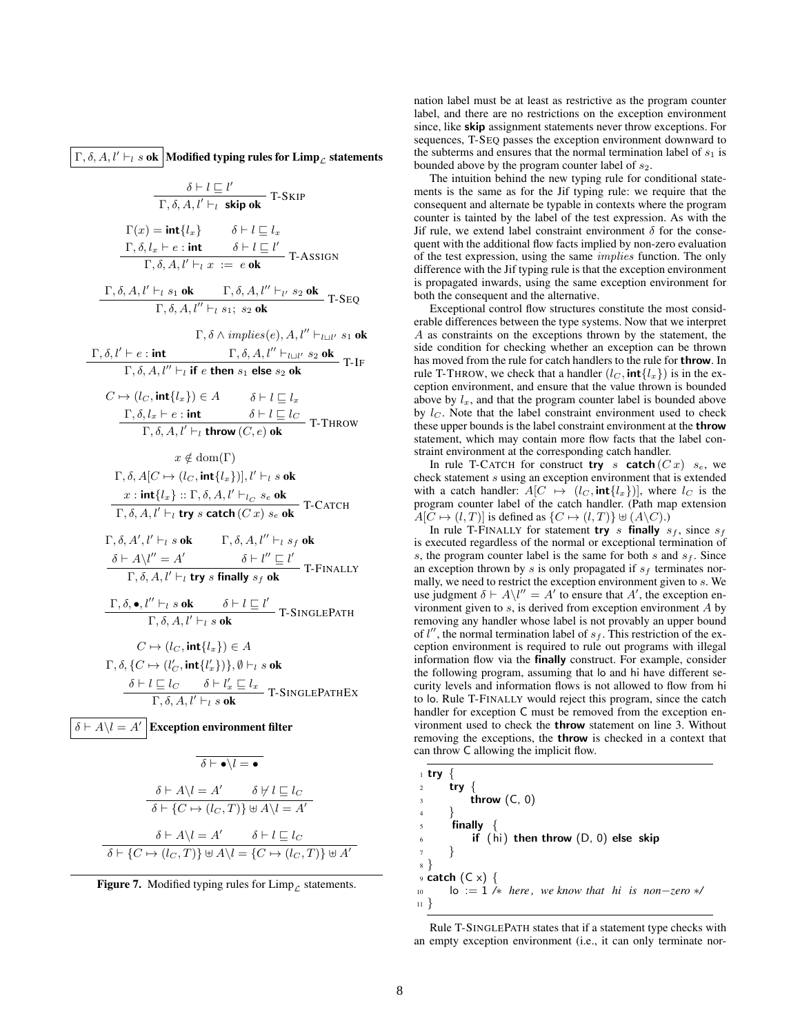$\boxed{\Gamma, \delta, A, l' \vdash_l s \textbf{ ok}}$ **Modified typing rules for Limp$_\mathcal{L}$ statements**

$$\frac{\delta \vdash l \sqsubseteq l'}{\Gamma, \delta, A, l' \vdash_l \textbf{ skip ok}} \text{ T-SKIP}$$

$$\frac{\Gamma(x) = \textbf{int}\{l_x\} \quad \delta \vdash l \sqsubseteq l_x \quad \Gamma, \delta, l_x \vdash e : \textbf{int} \quad \delta \vdash l \sqsubseteq l'}{\Gamma, \delta, A, l' \vdash_l x := e \textbf{ ok}} \text{ T-ASSIGN}$$

$$\frac{\Gamma, \delta, A, l' \vdash_l s_1 \textbf{ ok} \quad \Gamma, \delta, A, l'' \vdash_{l'} s_2 \textbf{ ok}}{\Gamma, \delta, A, l'' \vdash_l s_1;\ s_2 \textbf{ ok}} \text{ T-SEQ}$$

$$\frac{\Gamma, \delta, l' \vdash e : \textbf{int} \quad \Gamma, \delta \wedge implies(e), A, l'' \vdash_{l \sqcup l'} s_1 \textbf{ ok} \quad \Gamma, \delta, A, l'' \vdash_{l \sqcup l'} s_2 \textbf{ ok}}{\Gamma, \delta, A, l'' \vdash_l \textbf{if } e \textbf{ then } s_1 \textbf{ else } s_2 \textbf{ ok}} \text{ T-IF}$$

$$\frac{C \mapsto (l_C, \textbf{int}\{l_x\}) \in A \quad \delta \vdash l \sqsubseteq l_x \quad \Gamma, \delta, l_x \vdash e : \textbf{int} \quad \delta \vdash l \sqsubseteq l_C}{\Gamma, \delta, A, l' \vdash_l \textbf{throw}\,(C, e) \textbf{ ok}} \text{ T-THROW}$$

$$\frac{x \notin \mathrm{dom}(\Gamma) \quad \Gamma, \delta, A[C \mapsto (l_C, \textbf{int}\{l_x\})], l' \vdash_l s \textbf{ ok} \quad x : \textbf{int}\{l_x\} :: \Gamma, \delta, A, l' \vdash_{l_C} s_e \textbf{ ok}}{\Gamma, \delta, A, l' \vdash_l \textbf{try } s \textbf{ catch}\,(C\, x)\ s_e \textbf{ ok}} \text{ T-CATCH}$$

$$\frac{\Gamma, \delta, A', l' \vdash_l s \textbf{ ok} \quad \Gamma, \delta, A, l'' \vdash_l s_f \textbf{ ok} \quad \delta \vdash A \backslash l'' = A' \quad \delta \vdash l'' \sqsubseteq l'}{\Gamma, \delta, A, l' \vdash_l \textbf{try } s \textbf{ finally } s_f \textbf{ ok}} \text{ T-FINALLY}$$

$$\frac{\Gamma, \delta, \bullet, l'' \vdash_l s \textbf{ ok} \quad \delta \vdash l \sqsubseteq l'}{\Gamma, \delta, A, l' \vdash_l s \textbf{ ok}} \text{ T-SINGLEPATH}$$

$$\frac{C \mapsto (l_C, \textbf{int}\{l_x\}) \in A \quad \Gamma, \delta, \{C \mapsto (l'_C, \textbf{int}\{l'_x\})\}, \emptyset \vdash_l s \textbf{ ok} \quad \delta \vdash l \sqsubseteq l_C \quad \delta \vdash l'_x \sqsubseteq l_x}{\Gamma, \delta, A, l' \vdash_l s \textbf{ ok}} \text{ T-SINGLEPATHEX}$$

$\boxed{\delta \vdash A \backslash l = A'}$ **Exception environment filter**

$$\frac{}{\delta \vdash \bullet \backslash l = \bullet}$$

$$\frac{\delta \vdash A \backslash l = A' \quad \delta \not\vdash l \sqsubseteq l_C}{\delta \vdash \{C \mapsto (l_C, T)\} \uplus A \backslash l = A'}$$

$$\frac{\delta \vdash A \backslash l = A' \quad \delta \vdash l \sqsubseteq l_C}{\delta \vdash \{C \mapsto (l_C, T)\} \uplus A \backslash l = \{C \mapsto (l_C, T)\} \uplus A'}$$

**Figure 7.** Modified typing rules for Limp$_\mathcal{L}$ statements.

nation label must be at least as restrictive as the program counter label, and there are no restrictions on the exception environment since, like **skip** assignment statements never throw exceptions. For sequences, T-SEQ passes the exception environment downward to the subterms and ensures that the normal termination label of $s_1$ is bounded above by the program counter label of $s_2$.

The intuition behind the new typing rule for conditional statements is the same as for the Jif typing rule: we require that the consequent and alternate be typable in contexts where the program counter is tainted by the label of the test expression. As with the Jif rule, we extend label constraint environment $\delta$ for the consequent with the additional flow facts implied by non-zero evaluation of the test expression, using the same *implies* function. The only difference with the Jif typing rule is that the exception environment is propagated inwards, using the same exception environment for both the consequent and the alternative.

Exceptional control flow structures constitute the most considerable differences between the type systems. Now that we interpret $A$ as constraints on the exceptions thrown by the statement, the side condition for checking whether an exception can be thrown has moved from the rule for catch handlers to the rule for **throw**. In rule T-THROW, we check that a handler $(l_C, \textbf{int}\{l_x\})$ is in the exception environment, and ensure that the value thrown is bounded above by $l_x$, and that the program counter label is bounded above by $l_C$. Note that the label constraint environment used to check these upper bounds is the label constraint environment at the **throw** statement, which may contain more flow facts that the label constraint environment at the corresponding catch handler.

In rule T-CATCH for construct **try** $s$ **catch**$\,(C\,x)$ $s_e$, we check statement $s$ using an exception environment that is extended with a catch handler: $A[C \mapsto (l_C, \textbf{int}\{l_x\})]$, where $l_C$ is the program counter label of the catch handler. (Path map extension $A[C \mapsto (l, T)]$ is defined as $\{C \mapsto (l, T)\} \uplus (A \backslash C)$.)

In rule T-FINALLY for statement **try** $s$ **finally** $s_f$, since $s_f$ is executed regardless of the normal or exceptional termination of $s$, the program counter label is the same for both $s$ and $s_f$. Since an exception thrown by $s$ is only propagated if $s_f$ terminates normally, we need to restrict the exception environment given to $s$. We use judgment $\delta \vdash A \backslash l'' = A'$ to ensure that $A'$, the exception environment given to $s$, is derived from exception environment $A$ by removing any handler whose label is not provably an upper bound of $l''$, the normal termination label of $s_f$. This restriction of the exception environment is required to rule out programs with illegal information flow via the **finally** construct. For example, consider the following program, assuming that lo and hi have different security levels and information flows is not allowed to flow from hi to lo. Rule T-FINALLY would reject this program, since the catch handler for exception C must be removed from the exception environment used to check the **throw** statement on line 3. Without removing the exceptions, the **throw** is checked in a context that can throw C allowing the implicit flow.

```
1  try {
2     try {
3         throw (C, 0)
4     }
5     finally {
6         if (hi) then throw (D, 0) else skip
7     }
8  }
9  catch (C x) {
10     lo := 1 /* here, we know that hi is non-zero */
11 }
```

Rule T-SINGLEPATH states that if a statement type checks with an empty exception environment (i.e., it can only terminate nor-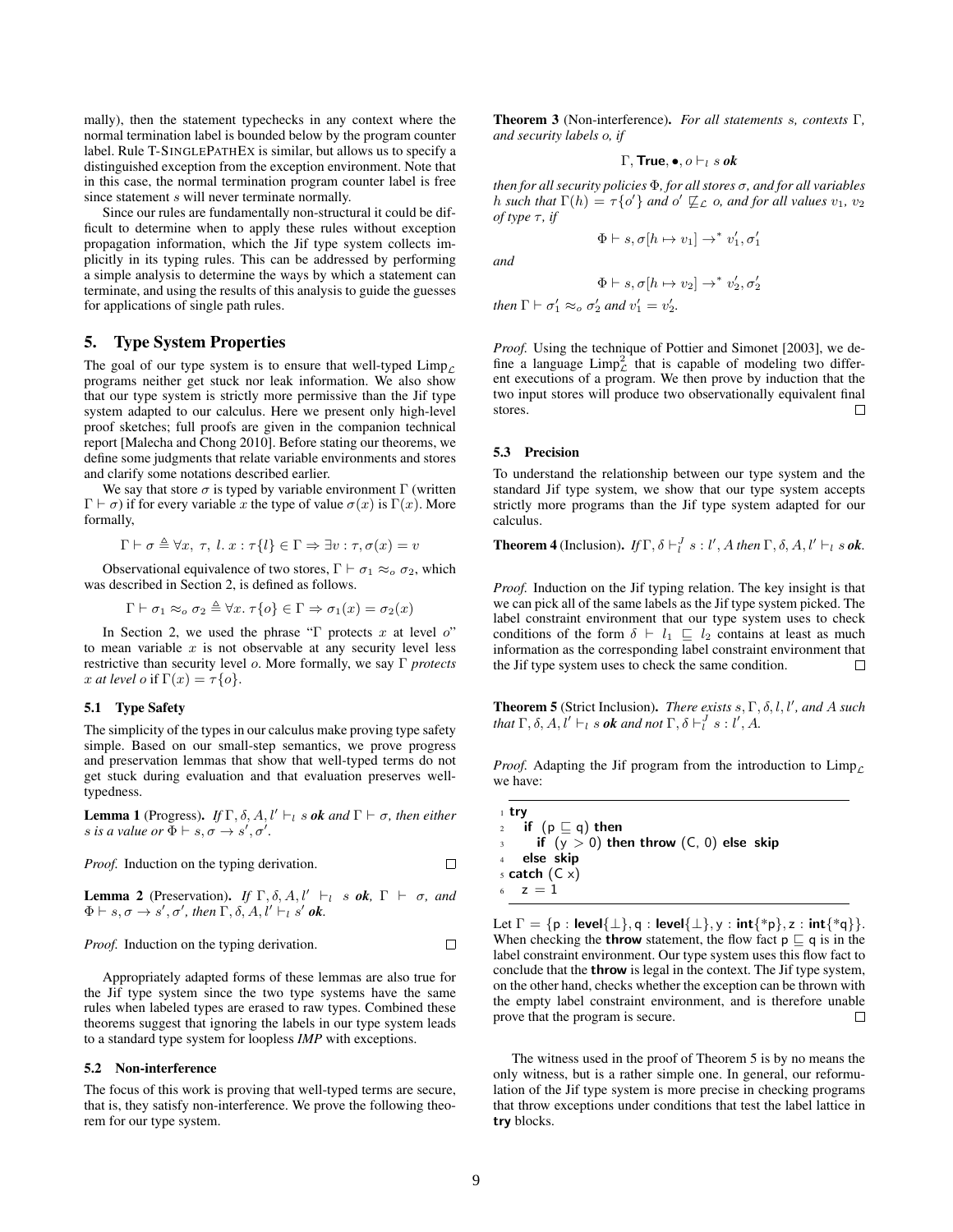mally), then the statement typechecks in any context where the normal termination label is bounded below by the program counter label. Rule T-SINGLEPATHEX is similar, but allows us to specify a distinguished exception from the exception environment. Note that in this case, the normal termination program counter label is free since statement $s$ will never terminate normally.

Since our rules are fundamentally non-structural it could be difficult to determine when to apply these rules without exception propagation information, which the Jif type system collects implicitly in its typing rules. This can be addressed by performing a simple analysis to determine the ways by which a statement can terminate, and using the results of this analysis to guide the guesses for applications of single path rules.

## 5. Type System Properties

The goal of our type system is to ensure that well-typed $\text{Limp}_{\mathcal{L}}$ programs neither get stuck nor leak information. We also show that our type system is strictly more permissive than the Jif type system adapted to our calculus. Here we present only high-level proof sketches; full proofs are given in the companion technical report [Malecha and Chong 2010]. Before stating our theorems, we define some judgments that relate variable environments and stores and clarify some notations described earlier.

We say that store $\sigma$ is typed by variable environment $\Gamma$ (written $\Gamma \vdash \sigma$) if for every variable $x$ the type of value $\sigma(x)$ is $\Gamma(x)$. More formally,

$$\Gamma \vdash \sigma \triangleq \forall x,\ \tau,\ l.\ x : \tau\{l\} \in \Gamma \Rightarrow \exists v : \tau, \sigma(x) = v$$

Observational equivalence of two stores, $\Gamma \vdash \sigma_1 \approx_o \sigma_2$, which was described in Section 2, is defined as follows.

$$\Gamma \vdash \sigma_1 \approx_o \sigma_2 \triangleq \forall x.\ \tau\{o\} \in \Gamma \Rightarrow \sigma_1(x) = \sigma_2(x)$$

In Section 2, we used the phrase "$\Gamma$ protects $x$ at level $o$" to mean variable $x$ is not observable at any security level less restrictive than security level $o$. More formally, we say $\Gamma$ *protects* $x$ *at level* $o$ if $\Gamma(x) = \tau\{o\}$.

### 5.1 Type Safety

The simplicity of the types in our calculus make proving type safety simple. Based on our small-step semantics, we prove progress and preservation lemmas that show that well-typed terms do not get stuck during evaluation and that evaluation preserves well-typedness.

**Lemma 1** (Progress). *If* $\Gamma, \delta, A, l' \vdash_l s$ ***ok*** *and* $\Gamma \vdash \sigma$*, then either* $s$ *is a value or* $\Phi \vdash s, \sigma \to s', \sigma'$.

*Proof.* Induction on the typing derivation. □

**Lemma 2** (Preservation). *If* $\Gamma, \delta, A, l' \vdash_l s$ ***ok****,* $\Gamma \vdash \sigma$*, and* $\Phi \vdash s, \sigma \to s', \sigma'$*, then* $\Gamma, \delta, A, l' \vdash_l s'$ ***ok****.*

*Proof.* Induction on the typing derivation. □

Appropriately adapted forms of these lemmas are also true for the Jif type system since the two type systems have the same rules when labeled types are erased to raw types. Combined these theorems suggest that ignoring the labels in our type system leads to a standard type system for loopless *IMP* with exceptions.

### 5.2 Non-interference

The focus of this work is proving that well-typed terms are secure, that is, they satisfy non-interference. We prove the following theorem for our type system.

**Theorem 3** (Non-interference). *For all statements* $s$*, contexts* $\Gamma$*, and security labels* $o$*, if*

$$\Gamma, \textbf{True}, \bullet, o \vdash_l s \textbf{ ok}$$

*then for all security policies* $\Phi$*, for all stores* $\sigma$*, and for all variables* $h$ *such that* $\Gamma(h) = \tau\{o'\}$ *and* $o' \not\sqsubseteq_{\mathcal{L}} o$*, and for all values* $v_1$*,* $v_2$ *of type* $\tau$*, if*

$$\Phi \vdash s, \sigma[h \mapsto v_1] \to^* v_1', \sigma_1'$$

*and*

$$\Phi \vdash s, \sigma[h \mapsto v_2] \to^* v_2', \sigma_2'$$

*then* $\Gamma \vdash \sigma_1' \approx_o \sigma_2'$ *and* $v_1' = v_2'$.

*Proof.* Using the technique of Pottier and Simonet [2003], we define a language $\text{Limp}^2_{\mathcal{L}}$ that is capable of modeling two different executions of a program. We then prove by induction that the two input stores will produce two observationally equivalent final stores. □

### 5.3 Precision

To understand the relationship between our type system and the standard Jif type system, we show that our type system accepts strictly more programs than the Jif type system adapted for our calculus.

**Theorem 4** (Inclusion). *If* $\Gamma, \delta \vdash^J_l s : l', A$ *then* $\Gamma, \delta, A, l' \vdash_l s$ ***ok****.*

*Proof.* Induction on the Jif typing relation. The key insight is that we can pick all of the same labels as the Jif type system picked. The label constraint environment that our type system uses to check conditions of the form $\delta \vdash l_1 \sqsubseteq l_2$ contains at least as much information as the corresponding label constraint environment that the Jif type system uses to check the same condition. □

**Theorem 5** (Strict Inclusion). *There exists* $s, \Gamma, \delta, l, l'$*, and* $A$ *such that* $\Gamma, \delta, A, l' \vdash_l s$ ***ok*** *and not* $\Gamma, \delta \vdash^J_l s : l', A$.

*Proof.* Adapting the Jif program from the introduction to $\text{Limp}_{\mathcal{L}}$ we have:

```
1 try
2   if (p ⊑ q) then
3     if (y > 0) then throw (C, 0) else skip
4   else skip
5 catch (C x)
6   z = 1
```

Let $\Gamma = \{\mathsf{p} : \textbf{level}\{\bot\}, \mathsf{q} : \textbf{level}\{\bot\}, \mathsf{y} : \textbf{int}\{{*}\mathsf{p}\}, \mathsf{z} : \textbf{int}\{{*}\mathsf{q}\}\}$. When checking the **throw** statement, the flow fact $\mathsf{p} \sqsubseteq \mathsf{q}$ is in the label constraint environment. Our type system uses this flow fact to conclude that the **throw** is legal in the context. The Jif type system, on the other hand, checks whether the exception can be thrown with the empty label constraint environment, and is therefore unable prove that the program is secure. □

The witness used in the proof of Theorem 5 is by no means the only witness, but is a rather simple one. In general, our reformulation of the Jif type system is more precise in checking programs that throw exceptions under conditions that test the label lattice in **try** blocks.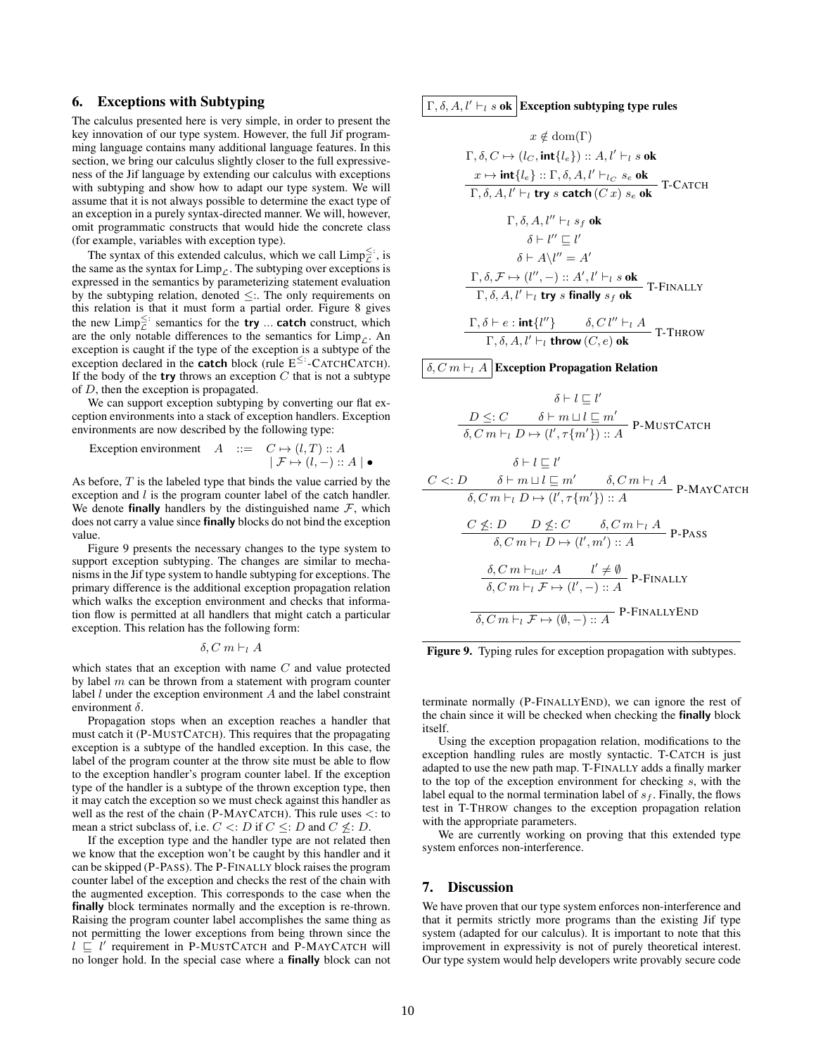## 6. Exceptions with Subtyping

The calculus presented here is very simple, in order to present the key innovation of our type system. However, the full Jif programming language contains many additional language features. In this section, we bring our calculus slightly closer to the full expressiveness of the Jif language by extending our calculus with exceptions with subtyping and show how to adapt our type system. We will assume that it is not always possible to determine the exact type of an exception in a purely syntax-directed manner. We will, however, omit programmatic constructs that would hide the concrete class (for example, variables with exception type).

The syntax of this extended calculus, which we call $\text{Limp}_{\mathcal{L}}^{\leq:}$, is the same as the syntax for $\text{Limp}_{\mathcal{L}}$. The subtyping over exceptions is expressed in the semantics by parameterizing statement evaluation by the subtyping relation, denoted $\leq:$. The only requirements on this relation is that it must form a partial order. Figure 8 gives the new $\text{Limp}_{\mathcal{L}}^{\leq:}$ semantics for the **try** ... **catch** construct, which are the only notable differences to the semantics for $\text{Limp}_{\mathcal{L}}$. An exception is caught if the type of the exception is a subtype of the exception declared in the **catch** block (rule $\text{E}^{\leq:}$-CATCHCATCH). If the body of the **try** throws an exception $C$ that is not a subtype of $D$, then the exception is propagated.

We can support exception subtyping by converting our flat exception environments into a stack of exception handlers. Exception environments are now described by the following type:

$$\text{Exception environment} \quad A \quad ::= \quad C \mapsto (l, T) :: A \;\mid\; \mathcal{F} \mapsto (l, -) :: A \;\mid\; \bullet$$

As before, $T$ is the labeled type that binds the value carried by the exception and $l$ is the program counter label of the catch handler. We denote **finally** handlers by the distinguished name $\mathcal{F}$, which does not carry a value since **finally** blocks do not bind the exception value.

Figure 9 presents the necessary changes to the type system to support exception subtyping. The changes are similar to mechanisms in the Jif type system to handle subtyping for exceptions. The primary difference is the additional exception propagation relation which walks the exception environment and checks that information flow is permitted at all handlers that might catch a particular exception. This relation has the following form:

$$\delta, C\ m \vdash_l A$$

which states that an exception with name $C$ and value protected by label $m$ can be thrown from a statement with program counter label $l$ under the exception environment $A$ and the label constraint environment $\delta$.

Propagation stops when an exception reaches a handler that must catch it (P-MUSTCATCH). This requires that the propagating exception is a subtype of the handled exception. In this case, the label of the program counter at the throw site must be able to flow to the exception handler's program counter label. If the exception type of the handler is a subtype of the thrown exception type, then it may catch the exception so we must check against this handler as well as the rest of the chain (P-MAYCATCH). This rule uses $<:$ to mean a strict subclass of, i.e. $C <: D$ if $C \leq: D$ and $C \not\leq: D$.

If the exception type and the handler type are not related then we know that the exception won't be caught by this handler and it can be skipped (P-PASS). The P-FINALLY block raises the program counter label of the exception and checks the rest of the chain with the augmented exception. This corresponds to the case when the **finally** block terminates normally and the exception is re-thrown. Raising the program counter label accomplishes the same thing as not permitting the lower exceptions from being thrown since the $l \sqsubseteq l'$ requirement in P-MUSTCATCH and P-MAYCATCH will no longer hold. In the special case where a **finally** block can not terminate normally (P-FINALLYEND), we can ignore the rest of the chain since it will be checked when checking the **finally** block itself.

Using the exception propagation relation, modifications to the exception handling rules are mostly syntactic. T-CATCH is just adapted to use the new path map. T-FINALLY adds a finally marker to the top of the exception environment for checking $s$, with the label equal to the normal termination label of $s_f$. Finally, the flows test in T-THROW changes to the exception propagation relation with the appropriate parameters.

We are currently working on proving that this extended type system enforces non-interference.

$\boxed{\Gamma, \delta, A, l' \vdash_l s\ \textbf{ok}}$ **Exception subtyping type rules**

$$\frac{\begin{array}{c} x \notin \text{dom}(\Gamma) \\ \Gamma, \delta, C \mapsto (l_C, \textbf{int}\{l_e\}) :: A, l' \vdash_l s\ \textbf{ok} \\ x \mapsto \textbf{int}\{l_e\} :: \Gamma, \delta, A, l' \vdash_{l_C} s_e\ \textbf{ok} \end{array}}{\Gamma, \delta, A, l' \vdash_l \textbf{try}\ s\ \textbf{catch}\ (C\ x)\ s_e\ \textbf{ok}} \text{ T-CATCH}$$

$$\frac{\begin{array}{c} \Gamma, \delta, A, l'' \vdash_l s_f\ \textbf{ok} \\ \delta \vdash l'' \sqsubseteq l' \\ \delta \vdash A \backslash l'' = A' \\ \Gamma, \delta, \mathcal{F} \mapsto (l'', -) :: A', l' \vdash_l s\ \textbf{ok} \end{array}}{\Gamma, \delta, A, l' \vdash_l \textbf{try}\ s\ \textbf{finally}\ s_f\ \textbf{ok}} \text{ T-FINALLY}$$

$$\frac{\Gamma, \delta \vdash e : \textbf{int}\{l''\} \qquad \delta, C\, l'' \vdash_l A}{\Gamma, \delta, A, l' \vdash_l \textbf{throw}\ (C, e)\ \textbf{ok}} \text{ T-THROW}$$

$\boxed{\delta, C\ m \vdash_l A}$ **Exception Propagation Relation**

$$\frac{\begin{array}{c} \delta \vdash l \sqsubseteq l' \\ D \leq: C \qquad \delta \vdash m \sqcup l \sqsubseteq m' \end{array}}{\delta, C\ m \vdash_l D \mapsto (l', \tau\{m'\}) :: A} \text{ P-MUSTCATCH}$$

$$\frac{\begin{array}{c} \delta \vdash l \sqsubseteq l' \\ C <: D \qquad \delta \vdash m \sqcup l \sqsubseteq m' \qquad \delta, C\ m \vdash_l A \end{array}}{\delta, C\ m \vdash_l D \mapsto (l', \tau\{m'\}) :: A} \text{ P-MAYCATCH}$$

$$\frac{C \not\leq: D \qquad D \not\leq: C \qquad \delta, C\ m \vdash_l A}{\delta, C\ m \vdash_l D \mapsto (l', m') :: A} \text{ P-PASS}$$

$$\frac{\delta, C\ m \vdash_{l \sqcup l'} A \qquad l' \neq \emptyset}{\delta, C\ m \vdash_l \mathcal{F} \mapsto (l', -) :: A} \text{ P-FINALLY}$$

$$\frac{}{\delta, C\ m \vdash_l \mathcal{F} \mapsto (\emptyset, -) :: A} \text{ P-FINALLYEND}$$

**Figure 9.** Typing rules for exception propagation with subtypes.

## 7. Discussion

We have proven that our type system enforces non-interference and that it permits strictly more programs than the existing Jif type system (adapted for our calculus). It is important to note that this improvement in expressivity is not of purely theoretical interest. Our type system would help developers write provably secure code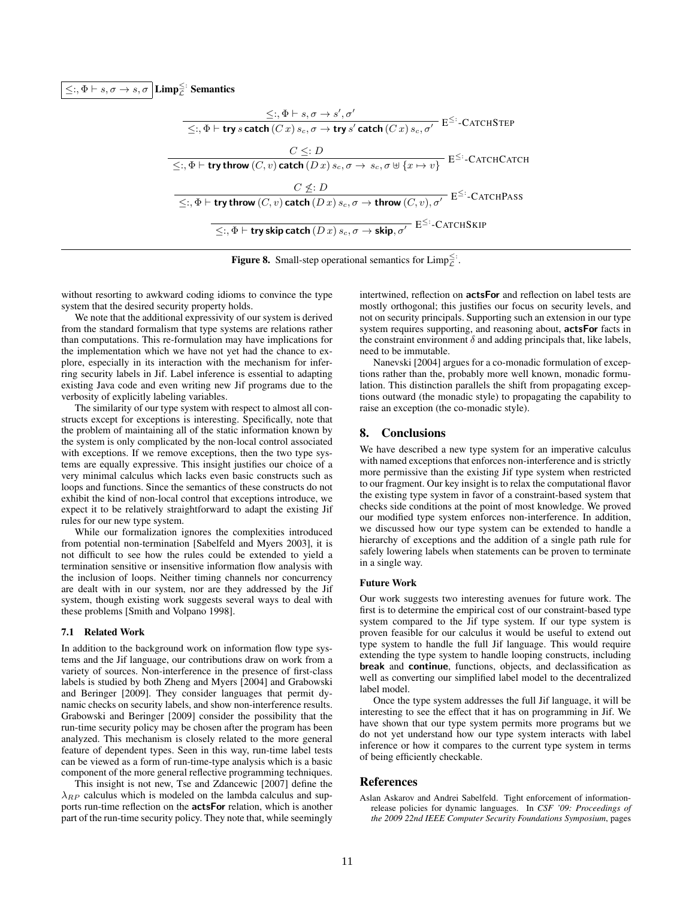$\boxed{\leq:, \Phi \vdash s, \sigma \to s, \sigma}$ **Limp$_{\mathcal{L}}^{\leq:}$ Semantics**

$$\frac{\leq:, \Phi \vdash s, \sigma \to s', \sigma'}{\leq:, \Phi \vdash \textbf{try}\ s\ \textbf{catch}\ (C\ x)\ s_c, \sigma \to \textbf{try}\ s'\ \textbf{catch}\ (C\ x)\ s_c, \sigma'}\ \text{E}^{\leq:}\text{-CatchStep}$$

$$\frac{C \leq: D}{\leq:, \Phi \vdash \textbf{try}\ \textbf{throw}\ (C, v)\ \textbf{catch}\ (D\ x)\ s_c, \sigma \to\ s_c, \sigma \uplus \{x \mapsto v\}}\ \text{E}^{\leq:}\text{-CatchCatch}$$

$$\frac{C \not\leq: D}{\leq:, \Phi \vdash \textbf{try}\ \textbf{throw}\ (C, v)\ \textbf{catch}\ (D\ x)\ s_c, \sigma \to \textbf{throw}\ (C, v), \sigma'}\ \text{E}^{\leq:}\text{-CatchPass}$$

$$\frac{}{\leq:, \Phi \vdash \textbf{try}\ \textbf{skip}\ \textbf{catch}\ (D\ x)\ s_c, \sigma \to \textbf{skip}, \sigma'}\ \text{E}^{\leq:}\text{-CatchSkip}$$

**Figure 8.** Small-step operational semantics for Limp$_{\mathcal{L}}^{\leq:}$.

without resorting to awkward coding idioms to convince the type system that the desired security property holds.

We note that the additional expressivity of our system is derived from the standard formalism that type systems are relations rather than computations. This re-formulation may have implications for the implementation which we have not yet had the chance to explore, especially in its interaction with the mechanism for inferring security labels in Jif. Label inference is essential to adapting existing Java code and even writing new Jif programs due to the verbosity of explicitly labeling variables.

The similarity of our type system with respect to almost all constructs except for exceptions is interesting. Specifically, note that the problem of maintaining all of the static information known by the system is only complicated by the non-local control associated with exceptions. If we remove exceptions, then the two type systems are equally expressive. This insight justifies our choice of a very minimal calculus which lacks even basic constructs such as loops and functions. Since the semantics of these constructs do not exhibit the kind of non-local control that exceptions introduce, we expect it to be relatively straightforward to adapt the existing Jif rules for our new type system.

While our formalization ignores the complexities introduced from potential non-termination [Sabelfeld and Myers 2003], it is not difficult to see how the rules could be extended to yield a termination sensitive or insensitive information flow analysis with the inclusion of loops. Neither timing channels nor concurrency are dealt with in our system, nor are they addressed by the Jif system, though existing work suggests several ways to deal with these problems [Smith and Volpano 1998].

### 7.1 Related Work

In addition to the background work on information flow type systems and the Jif language, our contributions draw on work from a variety of sources. Non-interference in the presence of first-class labels is studied by both Zheng and Myers [2004] and Grabowski and Beringer [2009]. They consider languages that permit dynamic checks on security labels, and show non-interference results. Grabowski and Beringer [2009] consider the possibility that the run-time security policy may be chosen after the program has been analyzed. This mechanism is closely related to the more general feature of dependent types. Seen in this way, run-time label tests can be viewed as a form of run-time-type analysis which is a basic component of the more general reflective programming techniques.

This insight is not new, Tse and Zdancewic [2007] define the $\lambda_{RP}$ calculus which is modeled on the lambda calculus and supports run-time reflection on the **actsFor** relation, which is another part of the run-time security policy. They note that, while seemingly intertwined, reflection on **actsFor** and reflection on label tests are mostly orthogonal; this justifies our focus on security levels, and not on security principals. Supporting such an extension in our type system requires supporting, and reasoning about, **actsFor** facts in the constraint environment $\delta$ and adding principals that, like labels, need to be immutable.

Nanevski [2004] argues for a co-monadic formulation of exceptions rather than the, probably more well known, monadic formulation. This distinction parallels the shift from propagating exceptions outward (the monadic style) to propagating the capability to raise an exception (the co-monadic style).

## 8. Conclusions

We have described a new type system for an imperative calculus with named exceptions that enforces non-interference and is strictly more permissive than the existing Jif type system when restricted to our fragment. Our key insight is to relax the computational flavor the existing type system in favor of a constraint-based system that checks side conditions at the point of most knowledge. We proved our modified type system enforces non-interference. In addition, we discussed how our type system can be extended to handle a hierarchy of exceptions and the addition of a single path rule for safely lowering labels when statements can be proven to terminate in a single way.

### Future Work

Our work suggests two interesting avenues for future work. The first is to determine the empirical cost of our constraint-based type system compared to the Jif type system. If our type system is proven feasible for our calculus it would be useful to extend out type system to handle the full Jif language. This would require extending the type system to handle looping constructs, including **break** and **continue**, functions, objects, and declassification as well as converting our simplified label model to the decentralized label model.

Once the type system addresses the full Jif language, it will be interesting to see the effect that it has on programming in Jif. We have shown that our type system permits more programs but we do not yet understand how our type system interacts with label inference or how it compares to the current type system in terms of being efficiently checkable.

## References

Aslan Askarov and Andrei Sabelfeld. Tight enforcement of information-release policies for dynamic languages. In *CSF '09: Proceedings of the 2009 22nd IEEE Computer Security Foundations Symposium*, pages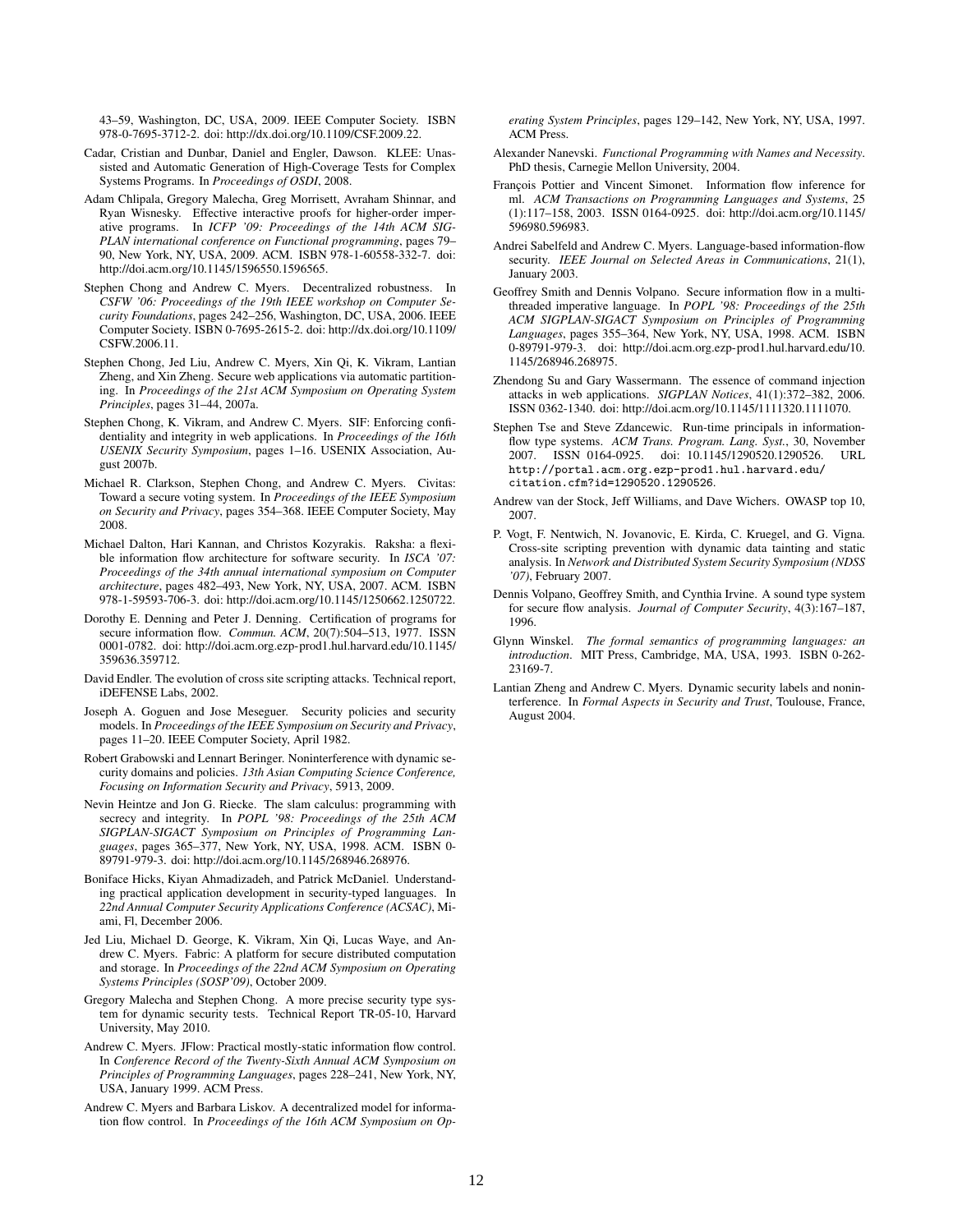43–59, Washington, DC, USA, 2009. IEEE Computer Society. ISBN 978-0-7695-3712-2. doi: http://dx.doi.org/10.1109/CSF.2009.22.

Cadar, Cristian and Dunbar, Daniel and Engler, Dawson. KLEE: Unassisted and Automatic Generation of High-Coverage Tests for Complex Systems Programs. In *Proceedings of OSDI*, 2008.

Adam Chlipala, Gregory Malecha, Greg Morrisett, Avraham Shinnar, and Ryan Wisnesky. Effective interactive proofs for higher-order imperative programs. In *ICFP '09: Proceedings of the 14th ACM SIGPLAN international conference on Functional programming*, pages 79–90, New York, NY, USA, 2009. ACM. ISBN 978-1-60558-332-7. doi: http://doi.acm.org/10.1145/1596550.1596565.

Stephen Chong and Andrew C. Myers. Decentralized robustness. In *CSFW '06: Proceedings of the 19th IEEE workshop on Computer Security Foundations*, pages 242–256, Washington, DC, USA, 2006. IEEE Computer Society. ISBN 0-7695-2615-2. doi: http://dx.doi.org/10.1109/CSFW.2006.11.

Stephen Chong, Jed Liu, Andrew C. Myers, Xin Qi, K. Vikram, Lantian Zheng, and Xin Zheng. Secure web applications via automatic partitioning. In *Proceedings of the 21st ACM Symposium on Operating System Principles*, pages 31–44, 2007a.

Stephen Chong, K. Vikram, and Andrew C. Myers. SIF: Enforcing confidentiality and integrity in web applications. In *Proceedings of the 16th USENIX Security Symposium*, pages 1–16. USENIX Association, August 2007b.

Michael R. Clarkson, Stephen Chong, and Andrew C. Myers. Civitas: Toward a secure voting system. In *Proceedings of the IEEE Symposium on Security and Privacy*, pages 354–368. IEEE Computer Society, May 2008.

Michael Dalton, Hari Kannan, and Christos Kozyrakis. Raksha: a flexible information flow architecture for software security. In *ISCA '07: Proceedings of the 34th annual international symposium on Computer architecture*, pages 482–493, New York, NY, USA, 2007. ACM. ISBN 978-1-59593-706-3. doi: http://doi.acm.org/10.1145/1250662.1250722.

Dorothy E. Denning and Peter J. Denning. Certification of programs for secure information flow. *Commun. ACM*, 20(7):504–513, 1977. ISSN 0001-0782. doi: http://doi.acm.org.ezp-prod1.hul.harvard.edu/10.1145/359636.359712.

David Endler. The evolution of cross site scripting attacks. Technical report, iDEFENSE Labs, 2002.

Joseph A. Goguen and Jose Meseguer. Security policies and security models. In *Proceedings of the IEEE Symposium on Security and Privacy*, pages 11–20. IEEE Computer Society, April 1982.

Robert Grabowski and Lennart Beringer. Noninterference with dynamic security domains and policies. *13th Asian Computing Science Conference, Focusing on Information Security and Privacy*, 5913, 2009.

Nevin Heintze and Jon G. Riecke. The slam calculus: programming with secrecy and integrity. In *POPL '98: Proceedings of the 25th ACM SIGPLAN-SIGACT Symposium on Principles of Programming Languages*, pages 365–377, New York, NY, USA, 1998. ACM. ISBN 0-89791-979-3. doi: http://doi.acm.org/10.1145/268946.268976.

Boniface Hicks, Kiyan Ahmadizadeh, and Patrick McDaniel. Understanding practical application development in security-typed languages. In *22nd Annual Computer Security Applications Conference (ACSAC)*, Miami, Fl, December 2006.

Jed Liu, Michael D. George, K. Vikram, Xin Qi, Lucas Waye, and Andrew C. Myers. Fabric: A platform for secure distributed computation and storage. In *Proceedings of the 22nd ACM Symposium on Operating Systems Principles (SOSP'09)*, October 2009.

Gregory Malecha and Stephen Chong. A more precise security type system for dynamic security tests. Technical Report TR-05-10, Harvard University, May 2010.

Andrew C. Myers. JFlow: Practical mostly-static information flow control. In *Conference Record of the Twenty-Sixth Annual ACM Symposium on Principles of Programming Languages*, pages 228–241, New York, NY, USA, January 1999. ACM Press.

Andrew C. Myers and Barbara Liskov. A decentralized model for information flow control. In *Proceedings of the 16th ACM Symposium on Operating System Principles*, pages 129–142, New York, NY, USA, 1997. ACM Press.

Alexander Nanevski. *Functional Programming with Names and Necessity*. PhD thesis, Carnegie Mellon University, 2004.

François Pottier and Vincent Simonet. Information flow inference for ml. *ACM Transactions on Programming Languages and Systems*, 25 (1):117–158, 2003. ISSN 0164-0925. doi: http://doi.acm.org/10.1145/596980.596983.

Andrei Sabelfeld and Andrew C. Myers. Language-based information-flow security. *IEEE Journal on Selected Areas in Communications*, 21(1), January 2003.

Geoffrey Smith and Dennis Volpano. Secure information flow in a multi-threaded imperative language. In *POPL '98: Proceedings of the 25th ACM SIGPLAN-SIGACT Symposium on Principles of Programming Languages*, pages 355–364, New York, NY, USA, 1998. ACM. ISBN 0-89791-979-3. doi: http://doi.acm.org.ezp-prod1.hul.harvard.edu/10.1145/268946.268975.

Zhendong Su and Gary Wassermann. The essence of command injection attacks in web applications. *SIGPLAN Notices*, 41(1):372–382, 2006. ISSN 0362-1340. doi: http://doi.acm.org/10.1145/1111320.1111070.

Stephen Tse and Steve Zdancewic. Run-time principals in information-flow type systems. *ACM Trans. Program. Lang. Syst.*, 30, November 2007. ISSN 0164-0925. doi: 10.1145/1290520.1290526. URL http://portal.acm.org.ezp-prod1.hul.harvard.edu/citation.cfm?id=1290520.1290526.

Andrew van der Stock, Jeff Williams, and Dave Wichers. OWASP top 10, 2007.

P. Vogt, F. Nentwich, N. Jovanovic, E. Kirda, C. Kruegel, and G. Vigna. Cross-site scripting prevention with dynamic data tainting and static analysis. In *Network and Distributed System Security Symposium (NDSS '07)*, February 2007.

Dennis Volpano, Geoffrey Smith, and Cynthia Irvine. A sound type system for secure flow analysis. *Journal of Computer Security*, 4(3):167–187, 1996.

Glynn Winskel. *The formal semantics of programming languages: an introduction*. MIT Press, Cambridge, MA, USA, 1993. ISBN 0-262-23169-7.

Lantian Zheng and Andrew C. Myers. Dynamic security labels and noninterference. In *Formal Aspects in Security and Trust*, Toulouse, France, August 2004.